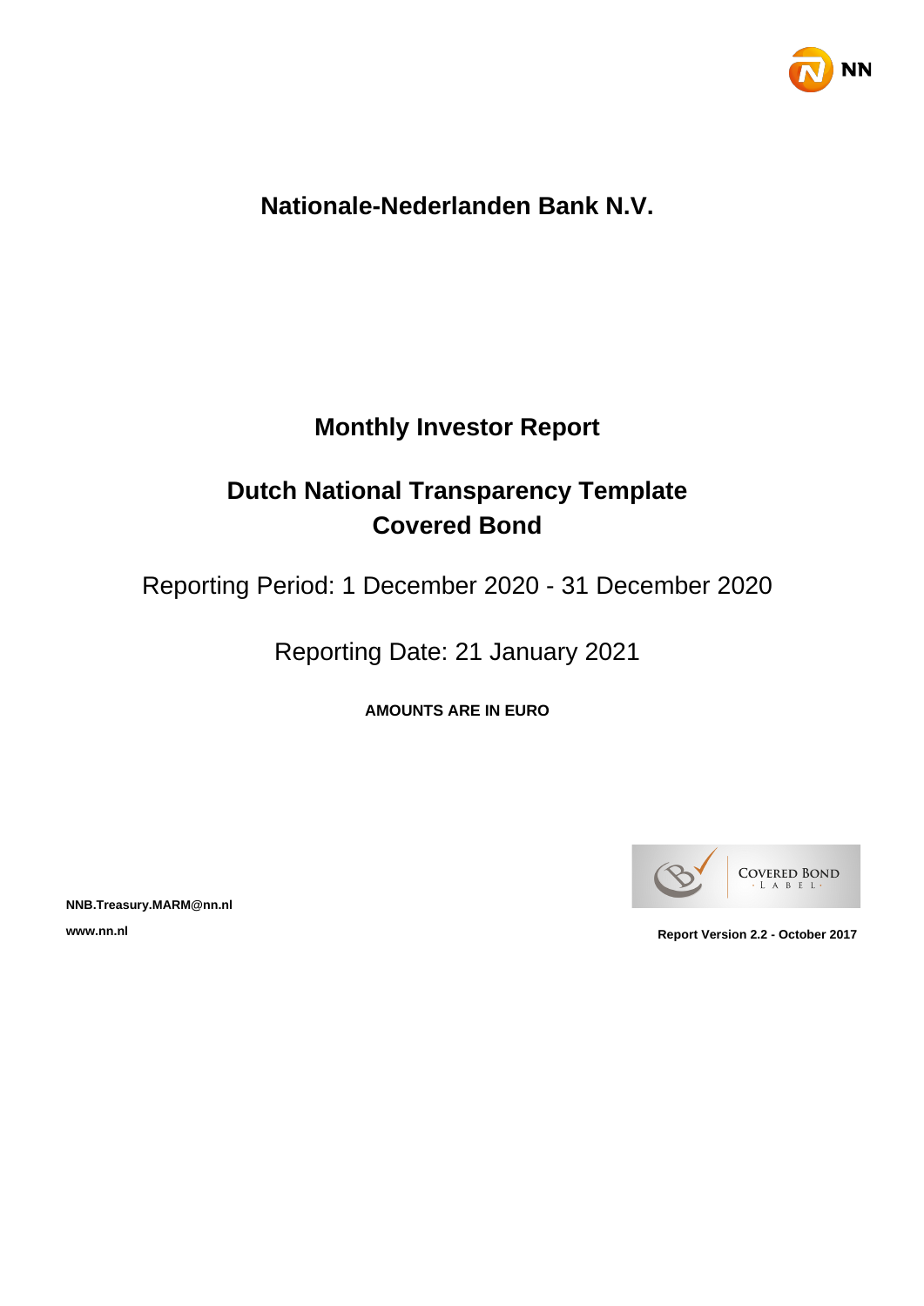# Nationale-Nederlanden Bank N.V.

## Monthly Investor Report

## Dutch National Transparency Template
## Covered Bond

Reporting Period: 1 December 2020 - 31 December 2020

Reporting Date: 21 January 2021

**AMOUNTS ARE IN EURO**

**NNB.Treasury.MARM@nn.nl**

**www.nn.nl**

**Report Version 2.2 - October 2017**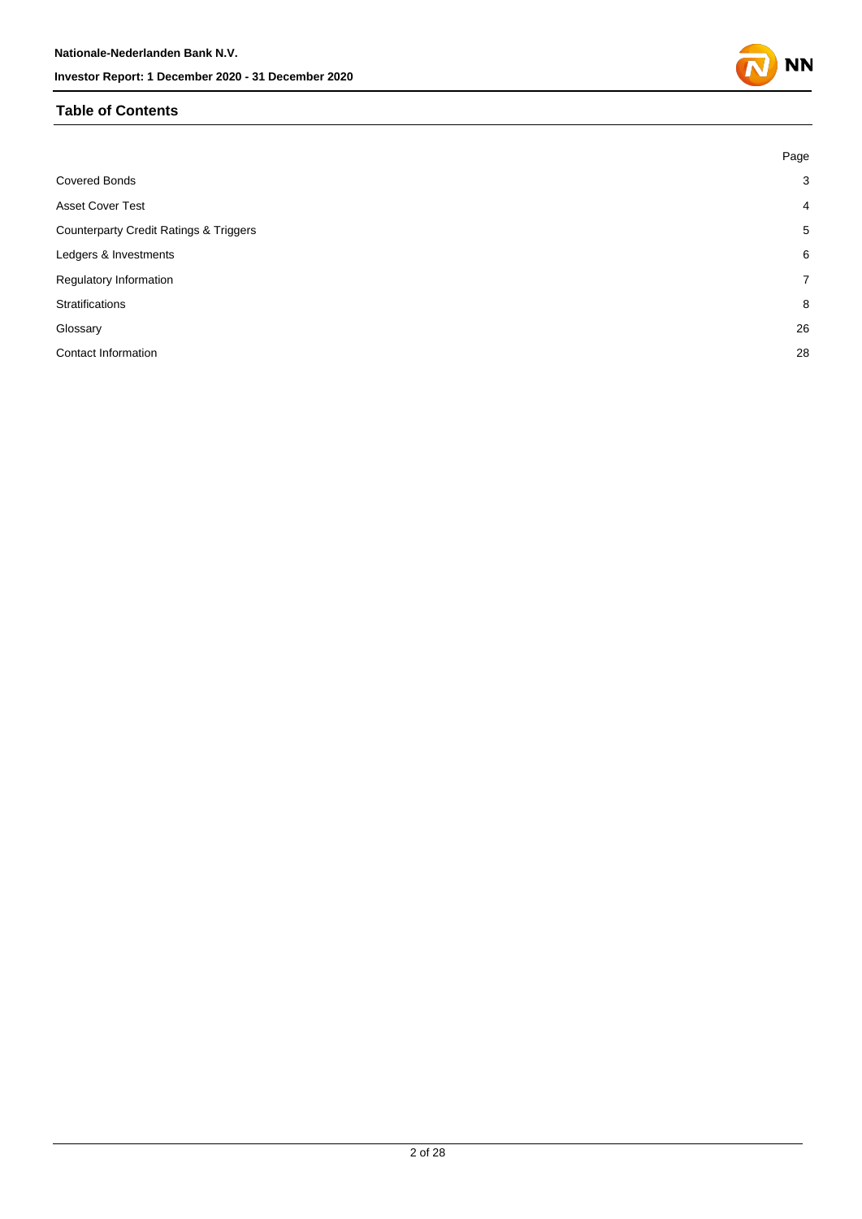## Table of Contents

| | Page |
|---|---|
| Covered Bonds | 3 |
| Asset Cover Test | 4 |
| Counterparty Credit Ratings & Triggers | 5 |
| Ledgers & Investments | 6 |
| Regulatory Information | 7 |
| Stratifications | 8 |
| Glossary | 26 |
| Contact Information | 28 |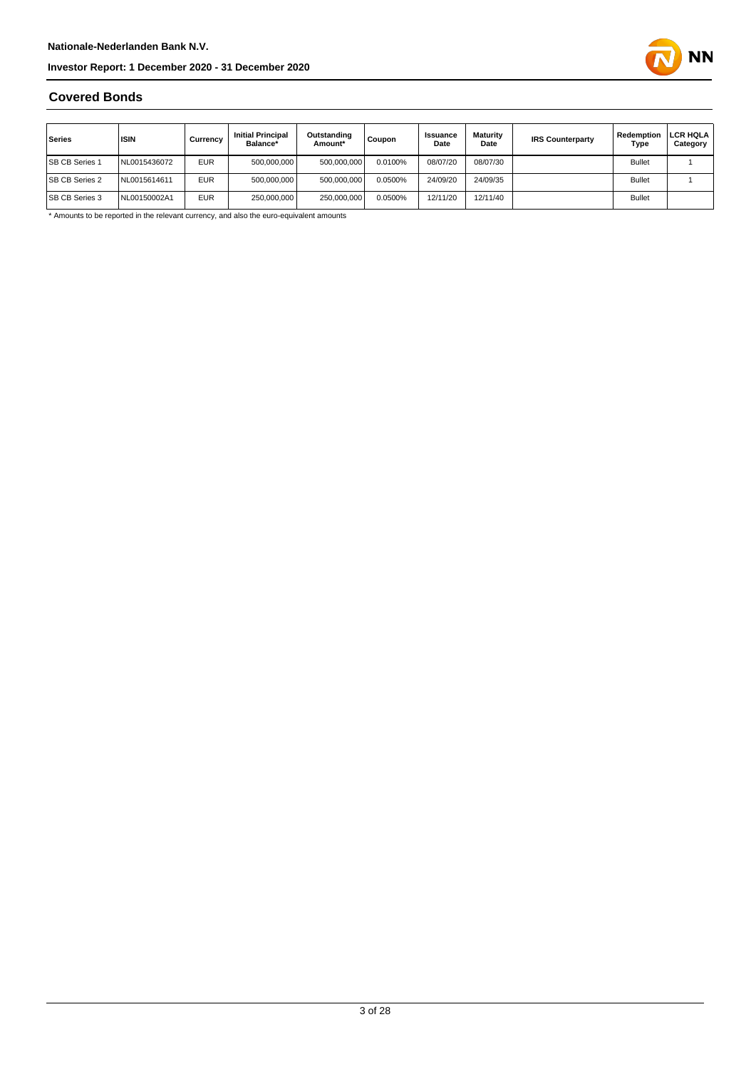## Covered Bonds

| Series | ISIN | Currency | Initial Principal Balance* | Outstanding Amount* | Coupon | Issuance Date | Maturity Date | IRS Counterparty | Redemption Type | LCR HQLA Category |
|---|---|---|---|---|---|---|---|---|---|---|
| SB CB Series 1 | NL0015436072 | EUR | 500,000,000 | 500,000,000 | 0.0100% | 08/07/20 | 08/07/30 | | Bullet | 1 |
| SB CB Series 2 | NL0015614611 | EUR | 500,000,000 | 500,000,000 | 0.0500% | 24/09/20 | 24/09/35 | | Bullet | 1 |
| SB CB Series 3 | NL00150002A1 | EUR | 250,000,000 | 250,000,000 | 0.0500% | 12/11/20 | 12/11/40 | | Bullet | |

* Amounts to be reported in the relevant currency, and also the euro-equivalent amounts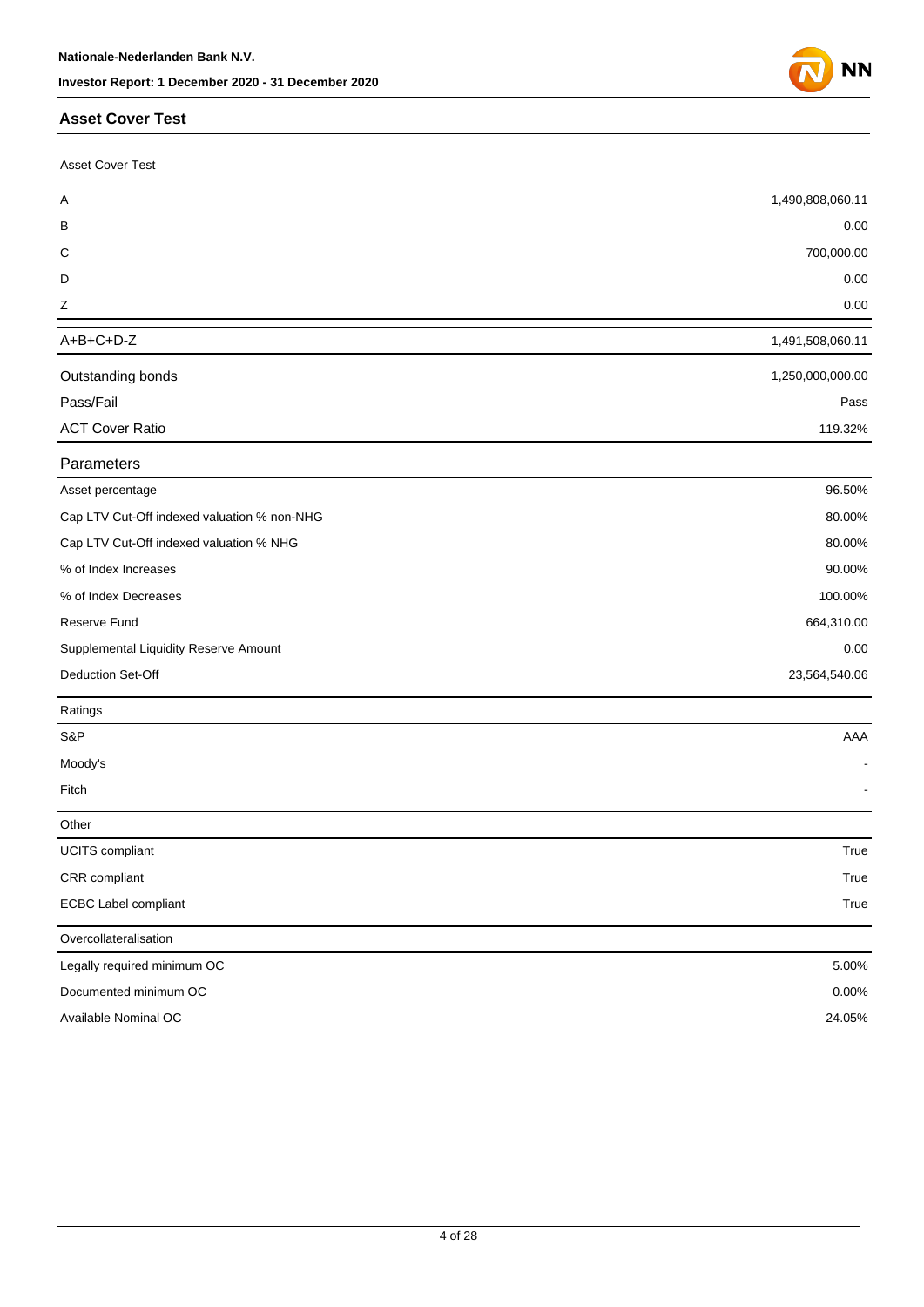## Asset Cover Test

| Asset Cover Test | |
|---|---|
| A | 1,490,808,060.11 |
| B | 0.00 |
| C | 700,000.00 |
| D | 0.00 |
| Z | 0.00 |
| A+B+C+D-Z | 1,491,508,060.11 |
| Outstanding bonds | 1,250,000,000.00 |
| Pass/Fail | Pass |
| ACT Cover Ratio | 119.32% |

| Parameters | |
|---|---|
| Asset percentage | 96.50% |
| Cap LTV Cut-Off indexed valuation % non-NHG | 80.00% |
| Cap LTV Cut-Off indexed valuation % NHG | 80.00% |
| % of Index Increases | 90.00% |
| % of Index Decreases | 100.00% |
| Reserve Fund | 664,310.00 |
| Supplemental Liquidity Reserve Amount | 0.00 |
| Deduction Set-Off | 23,564,540.06 |

| Ratings | |
|---|---|
| S&P | AAA |
| Moody's | - |
| Fitch | - |

| Other | |
|---|---|
| UCITS compliant | True |
| CRR compliant | True |
| ECBC Label compliant | True |

| Overcollateralisation | |
|---|---|
| Legally required minimum OC | 5.00% |
| Documented minimum OC | 0.00% |
| Available Nominal OC | 24.05% |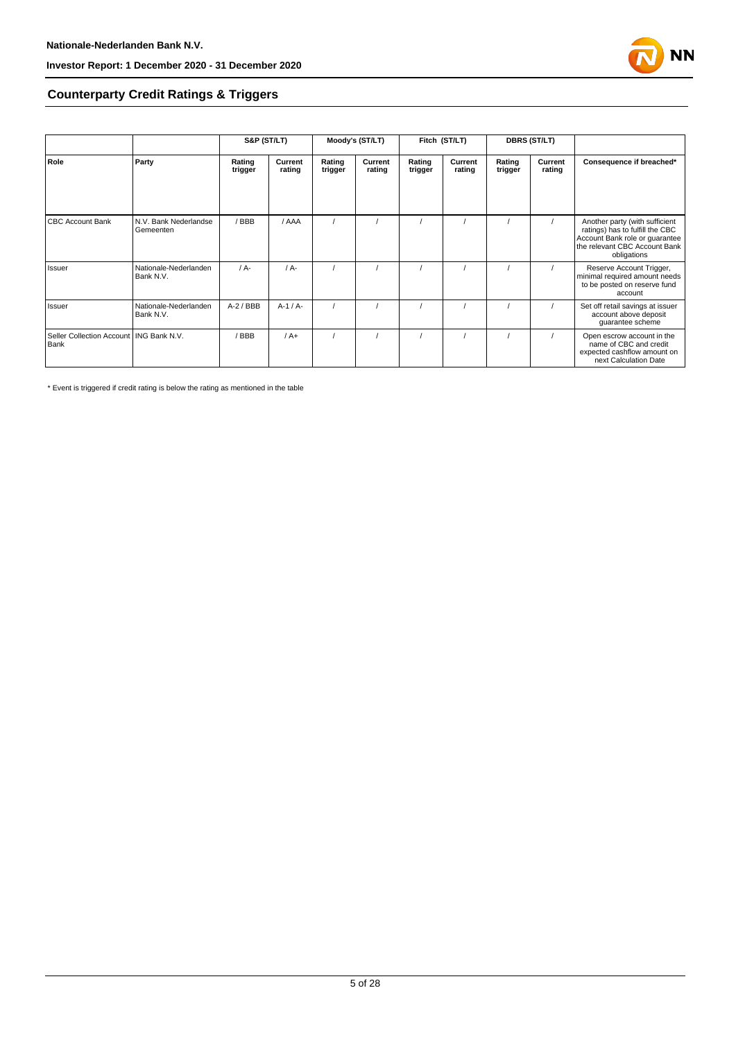## Counterparty Credit Ratings & Triggers

| | | S&P (ST/LT) | | Moody's (ST/LT) | | Fitch (ST/LT) | | DBRS (ST/LT) | | |
|---|---|---|---|---|---|---|---|---|---|---|
| **Role** | **Party** | **Rating trigger** | **Current rating** | **Rating trigger** | **Current rating** | **Rating trigger** | **Current rating** | **Rating trigger** | **Current rating** | **Consequence if breached*** |
| CBC Account Bank | N.V. Bank Nederlandse Gemeenten | / BBB | / AAA | / | / | / | / | / | / | Another party (with sufficient ratings) has to fulfill the CBC Account Bank role or guarantee the relevant CBC Account Bank obligations |
| Issuer | Nationale-Nederlanden Bank N.V. | / A- | / A- | / | / | / | / | / | / | Reserve Account Trigger, minimal required amount needs to be posted on reserve fund account |
| Issuer | Nationale-Nederlanden Bank N.V. | A-2 / BBB | A-1 / A- | / | / | / | / | / | / | Set off retail savings at issuer account above deposit guarantee scheme |
| Seller Collection Account Bank | ING Bank N.V. | / BBB | / A+ | / | / | / | / | / | / | Open escrow account in the name of CBC and credit expected cashflow amount on next Calculation Date |

* Event is triggered if credit rating is below the rating as mentioned in the table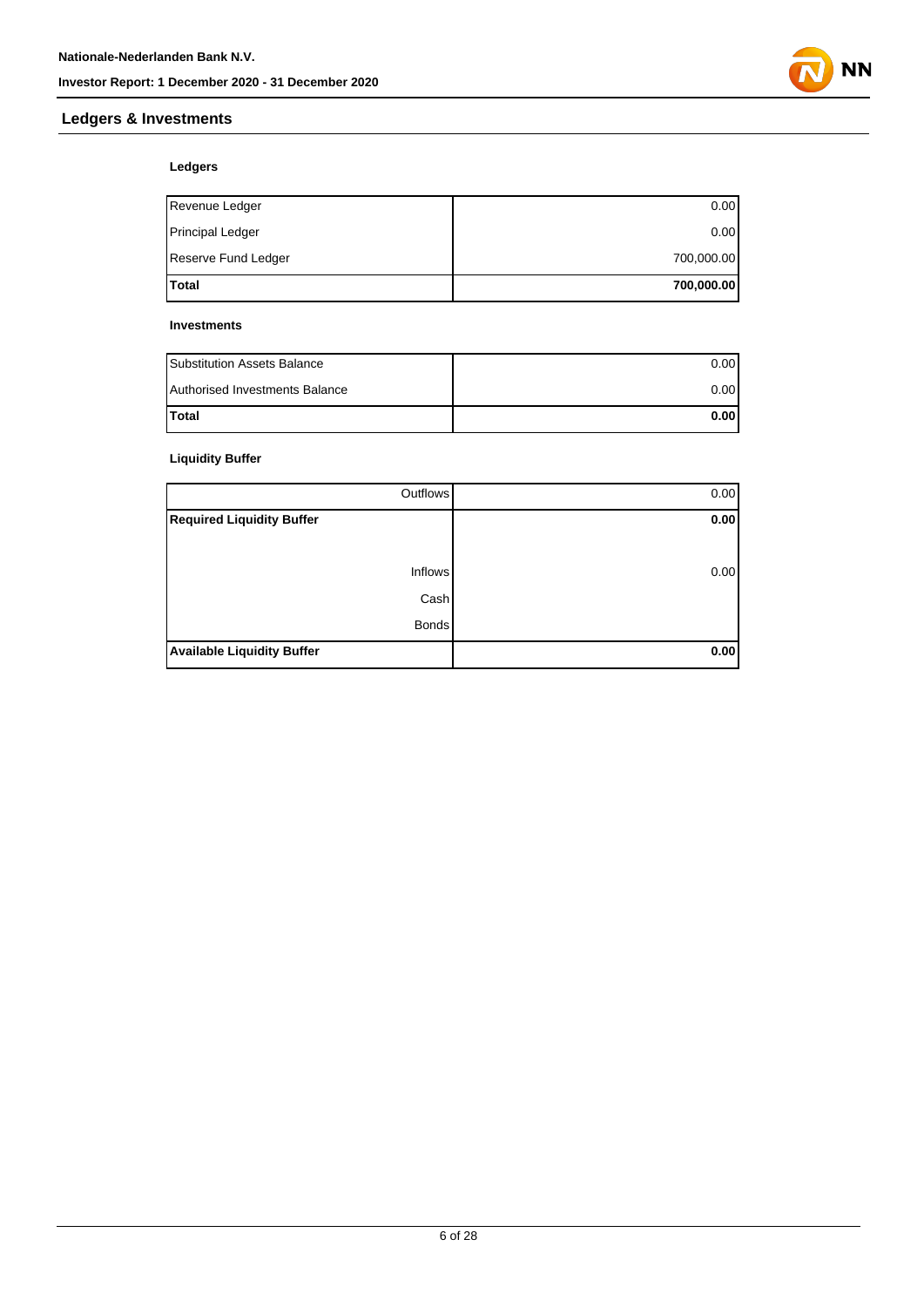## Ledgers & Investments

### Ledgers

| | |
|---|---|
| Revenue Ledger | 0.00 |
| Principal Ledger | 0.00 |
| Reserve Fund Ledger | 700,000.00 |
| **Total** | **700,000.00** |

### Investments

| | |
|---|---|
| Substitution Assets Balance | 0.00 |
| Authorised Investments Balance | 0.00 |
| **Total** | **0.00** |

### Liquidity Buffer

| | |
|---|---|
| Outflows | 0.00 |
| **Required Liquidity Buffer** | **0.00** |
| | |
| Inflows | 0.00 |
| Cash | |
| Bonds | |
| **Available Liquidity Buffer** | **0.00** |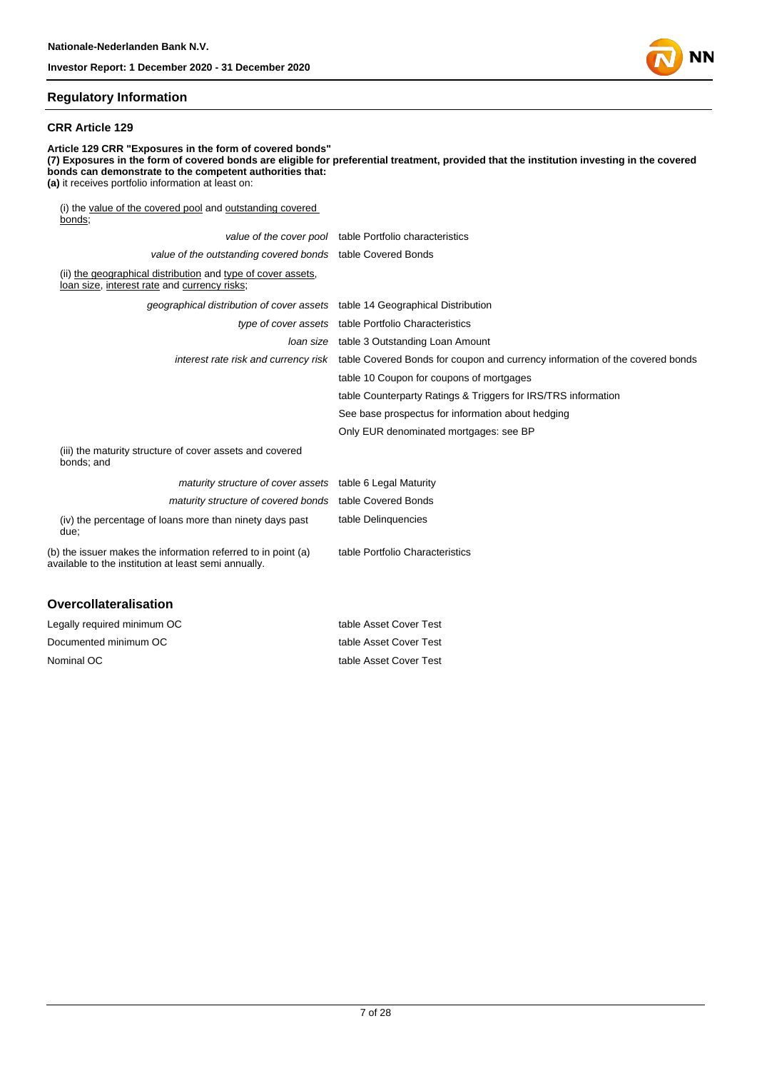## Regulatory Information

### CRR Article 129

**Article 129 CRR "Exposures in the form of covered bonds"**
**(7) Exposures in the form of covered bonds are eligible for preferential treatment, provided that the institution investing in the covered bonds can demonstrate to the competent authorities that:**
**(a)** it receives portfolio information at least on:

| | |
|---|---|
| (i) the value of the covered pool and outstanding covered bonds; | |
| *value of the cover pool* | table Portfolio characteristics |
| *value of the outstanding covered bonds* | table Covered Bonds |
| (ii) the geographical distribution and type of cover assets, loan size, interest rate and currency risks; | |
| *geographical distribution of cover assets* | table 14 Geographical Distribution |
| *type of cover assets* | table Portfolio Characteristics |
| *loan size* | table 3 Outstanding Loan Amount |
| *interest rate risk and currency risk* | table Covered Bonds for coupon and currency information of the covered bonds |
| | table 10 Coupon for coupons of mortgages |
| | table Counterparty Ratings & Triggers for IRS/TRS information |
| | See base prospectus for information about hedging |
| | Only EUR denominated mortgages: see BP |
| (iii) the maturity structure of cover assets and covered bonds; and | |
| *maturity structure of cover assets* | table 6 Legal Maturity |
| *maturity structure of covered bonds* | table Covered Bonds |
| (iv) the percentage of loans more than ninety days past due; | table Delinquencies |
| (b) the issuer makes the information referred to in point (a) available to the institution at least semi annually. | table Portfolio Characteristics |

### Overcollateralisation

| | |
|---|---|
| Legally required minimum OC | table Asset Cover Test |
| Documented minimum OC | table Asset Cover Test |
| Nominal OC | table Asset Cover Test |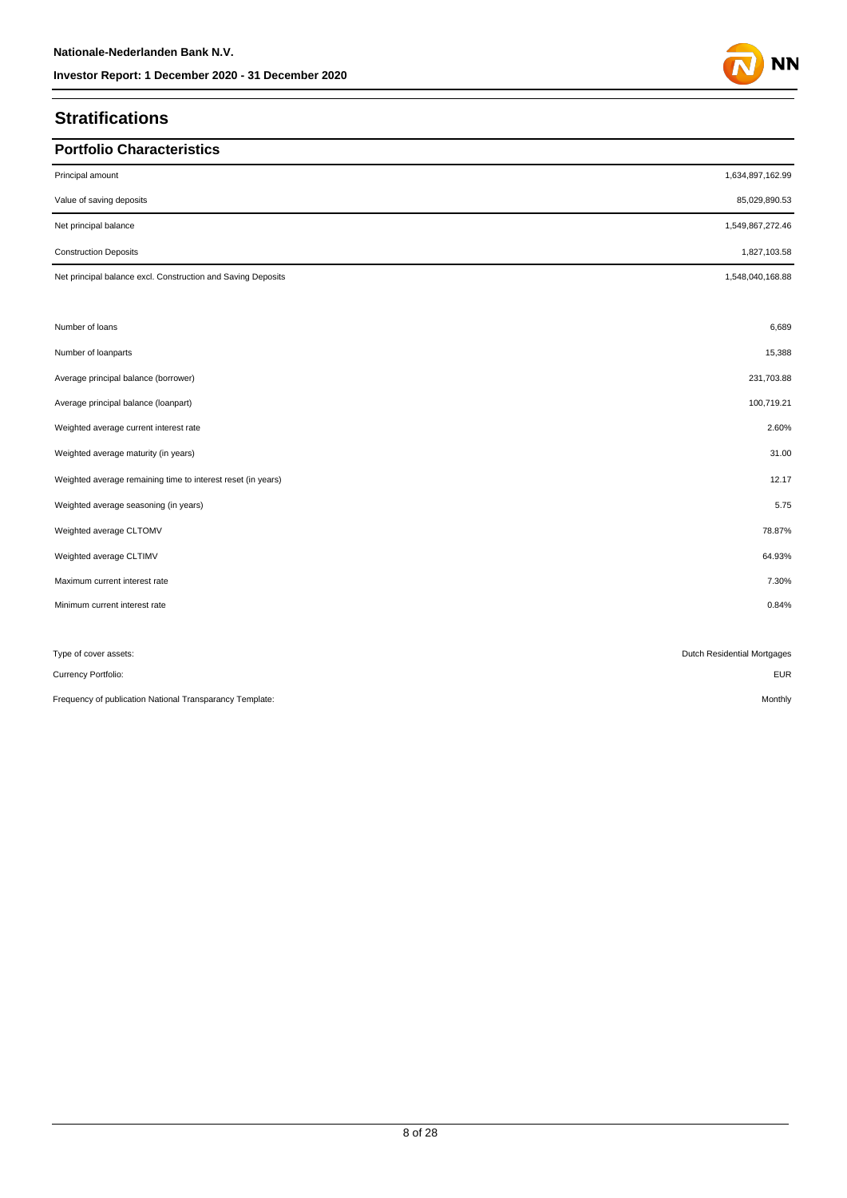## Stratifications

### Portfolio Characteristics

| | |
|---|---|
| Principal amount | 1,634,897,162.99 |
| Value of saving deposits | 85,029,890.53 |
| Net principal balance | 1,549,867,272.46 |
| Construction Deposits | 1,827,103.58 |
| Net principal balance excl. Construction and Saving Deposits | 1,548,040,168.88 |

| | |
|---|---|
| Number of loans | 6,689 |
| Number of loanparts | 15,388 |
| Average principal balance (borrower) | 231,703.88 |
| Average principal balance (loanpart) | 100,719.21 |
| Weighted average current interest rate | 2.60% |
| Weighted average maturity (in years) | 31.00 |
| Weighted average remaining time to interest reset (in years) | 12.17 |
| Weighted average seasoning (in years) | 5.75 |
| Weighted average CLTOMV | 78.87% |
| Weighted average CLTIMV | 64.93% |
| Maximum current interest rate | 7.30% |
| Minimum current interest rate | 0.84% |

| | |
|---|---|
| Type of cover assets: | Dutch Residential Mortgages |
| Currency Portfolio: | EUR |
| Frequency of publication National Transparancy Template: | Monthly |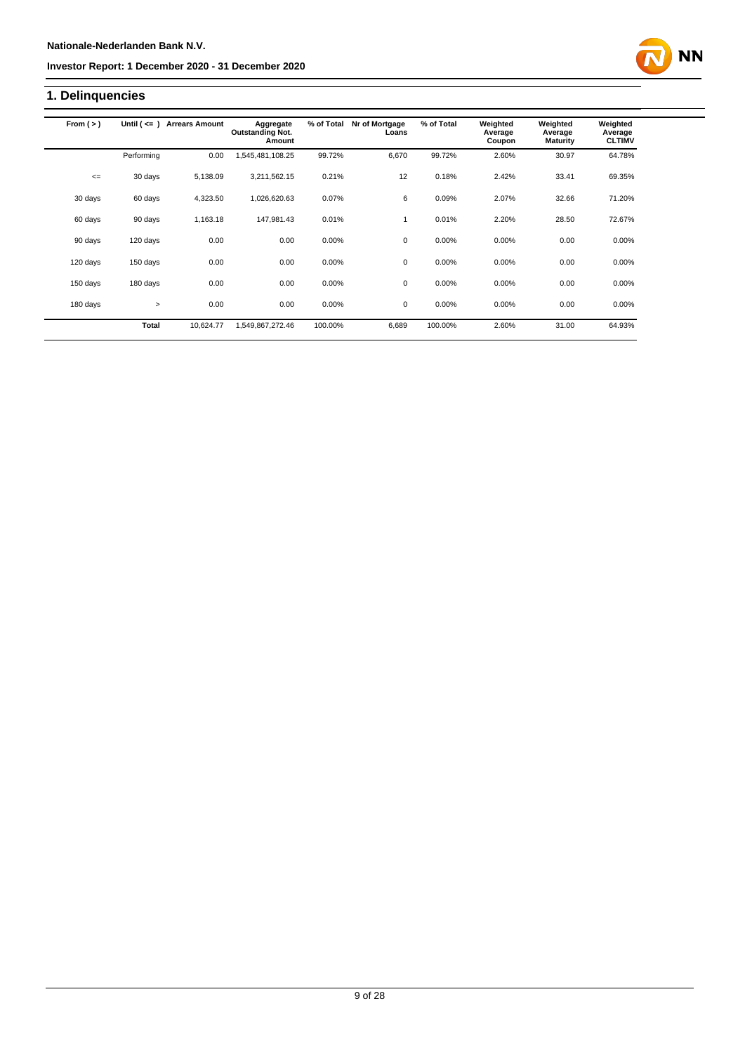## 1. Delinquencies

| From ( > ) | Until ( <= ) | Arrears Amount | Aggregate Outstanding Not. Amount | % of Total | Nr of Mortgage Loans | % of Total | Weighted Average Coupon | Weighted Average Maturity | Weighted Average CLTIMV |
|---|---|---|---|---|---|---|---|---|---|
| | Performing | 0.00 | 1,545,481,108.25 | 99.72% | 6,670 | 99.72% | 2.60% | 30.97 | 64.78% |
| <= | 30 days | 5,138.09 | 3,211,562.15 | 0.21% | 12 | 0.18% | 2.42% | 33.41 | 69.35% |
| 30 days | 60 days | 4,323.50 | 1,026,620.63 | 0.07% | 6 | 0.09% | 2.07% | 32.66 | 71.20% |
| 60 days | 90 days | 1,163.18 | 147,981.43 | 0.01% | 1 | 0.01% | 2.20% | 28.50 | 72.67% |
| 90 days | 120 days | 0.00 | 0.00 | 0.00% | 0 | 0.00% | 0.00% | 0.00 | 0.00% |
| 120 days | 150 days | 0.00 | 0.00 | 0.00% | 0 | 0.00% | 0.00% | 0.00 | 0.00% |
| 150 days | 180 days | 0.00 | 0.00 | 0.00% | 0 | 0.00% | 0.00% | 0.00 | 0.00% |
| 180 days | > | 0.00 | 0.00 | 0.00% | 0 | 0.00% | 0.00% | 0.00 | 0.00% |
| | **Total** | 10,624.77 | 1,549,867,272.46 | 100.00% | 6,689 | 100.00% | 2.60% | 31.00 | 64.93% |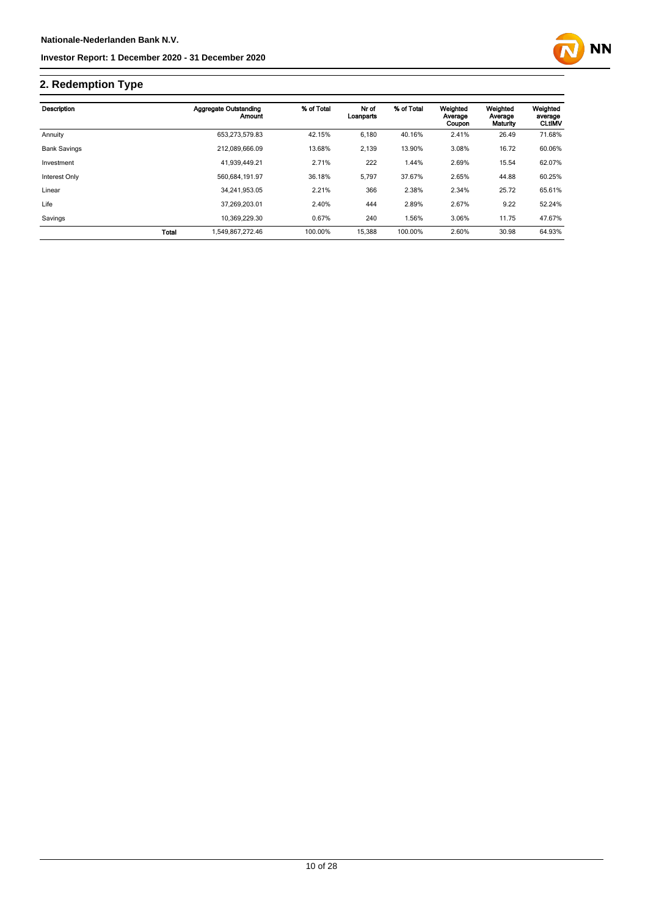## 2. Redemption Type

| Description | | Aggregate Outstanding Amount | % of Total | Nr of Loanparts | % of Total | Weighted Average Coupon | Weighted Average Maturity | Weighted average CLtIMV |
|---|---|---|---|---|---|---|---|---|
| Annuity | | 653,273,579.83 | 42.15% | 6,180 | 40.16% | 2.41% | 26.49 | 71.68% |
| Bank Savings | | 212,089,666.09 | 13.68% | 2,139 | 13.90% | 3.08% | 16.72 | 60.06% |
| Investment | | 41,939,449.21 | 2.71% | 222 | 1.44% | 2.69% | 15.54 | 62.07% |
| Interest Only | | 560,684,191.97 | 36.18% | 5,797 | 37.67% | 2.65% | 44.88 | 60.25% |
| Linear | | 34,241,953.05 | 2.21% | 366 | 2.38% | 2.34% | 25.72 | 65.61% |
| Life | | 37,269,203.01 | 2.40% | 444 | 2.89% | 2.67% | 9.22 | 52.24% |
| Savings | | 10,369,229.30 | 0.67% | 240 | 1.56% | 3.06% | 11.75 | 47.67% |
| | Total | 1,549,867,272.46 | 100.00% | 15,388 | 100.00% | 2.60% | 30.98 | 64.93% |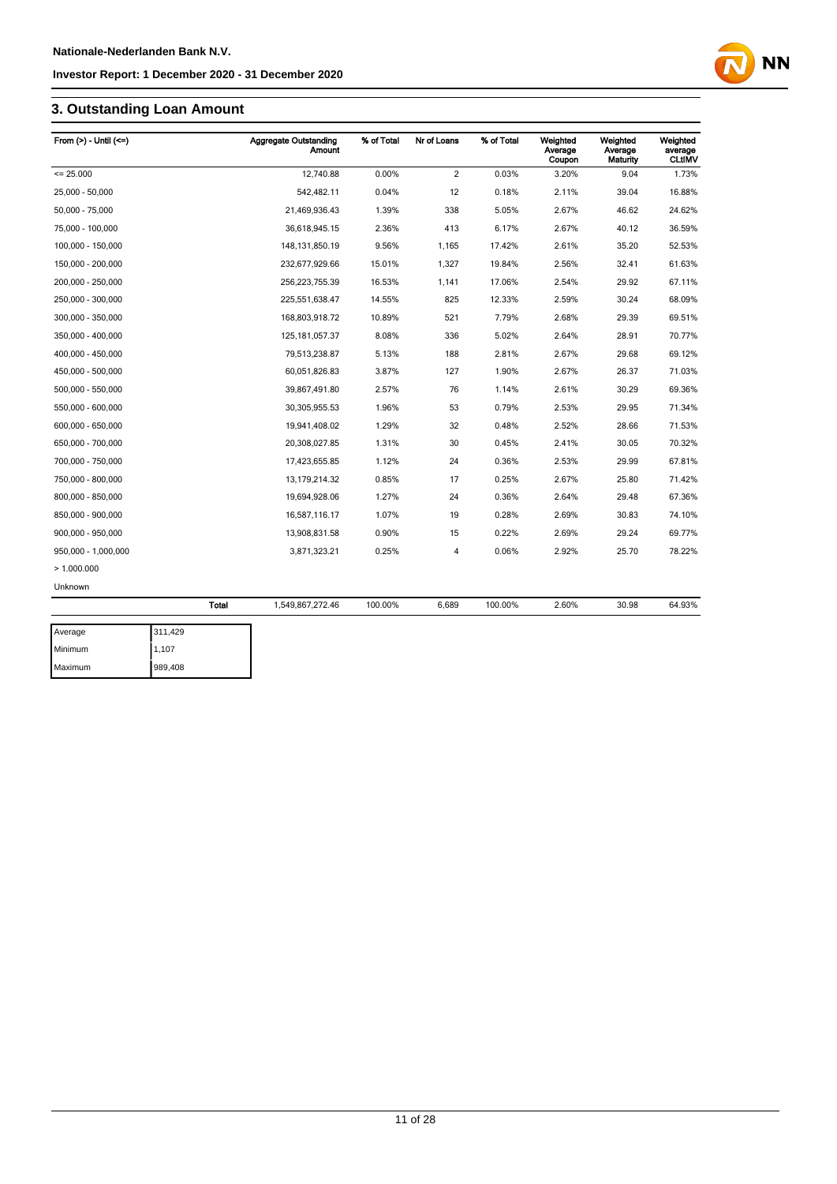## 3. Outstanding Loan Amount

| From (>) - Until (<=) | Aggregate Outstanding Amount | % of Total | Nr of Loans | % of Total | Weighted Average Coupon | Weighted Average Maturity | Weighted average CLtIMV |
|---|---|---|---|---|---|---|---|
| <= 25.000 | 12,740.88 | 0.00% | 2 | 0.03% | 3.20% | 9.04 | 1.73% |
| 25,000 - 50,000 | 542,482.11 | 0.04% | 12 | 0.18% | 2.11% | 39.04 | 16.88% |
| 50,000 - 75,000 | 21,469,936.43 | 1.39% | 338 | 5.05% | 2.67% | 46.62 | 24.62% |
| 75,000 - 100,000 | 36,618,945.15 | 2.36% | 413 | 6.17% | 2.67% | 40.12 | 36.59% |
| 100,000 - 150,000 | 148,131,850.19 | 9.56% | 1,165 | 17.42% | 2.61% | 35.20 | 52.53% |
| 150,000 - 200,000 | 232,677,929.66 | 15.01% | 1,327 | 19.84% | 2.56% | 32.41 | 61.63% |
| 200,000 - 250,000 | 256,223,755.39 | 16.53% | 1,141 | 17.06% | 2.54% | 29.92 | 67.11% |
| 250,000 - 300,000 | 225,551,638.47 | 14.55% | 825 | 12.33% | 2.59% | 30.24 | 68.09% |
| 300,000 - 350,000 | 168,803,918.72 | 10.89% | 521 | 7.79% | 2.68% | 29.39 | 69.51% |
| 350,000 - 400,000 | 125,181,057.37 | 8.08% | 336 | 5.02% | 2.64% | 28.91 | 70.77% |
| 400,000 - 450,000 | 79,513,238.87 | 5.13% | 188 | 2.81% | 2.67% | 29.68 | 69.12% |
| 450,000 - 500,000 | 60,051,826.83 | 3.87% | 127 | 1.90% | 2.67% | 26.37 | 71.03% |
| 500,000 - 550,000 | 39,867,491.80 | 2.57% | 76 | 1.14% | 2.61% | 30.29 | 69.36% |
| 550,000 - 600,000 | 30,305,955.53 | 1.96% | 53 | 0.79% | 2.53% | 29.95 | 71.34% |
| 600,000 - 650,000 | 19,941,408.02 | 1.29% | 32 | 0.48% | 2.52% | 28.66 | 71.53% |
| 650,000 - 700,000 | 20,308,027.85 | 1.31% | 30 | 0.45% | 2.41% | 30.05 | 70.32% |
| 700,000 - 750,000 | 17,423,655.85 | 1.12% | 24 | 0.36% | 2.53% | 29.99 | 67.81% |
| 750,000 - 800,000 | 13,179,214.32 | 0.85% | 17 | 0.25% | 2.67% | 25.80 | 71.42% |
| 800,000 - 850,000 | 19,694,928.06 | 1.27% | 24 | 0.36% | 2.64% | 29.48 | 67.36% |
| 850,000 - 900,000 | 16,587,116.17 | 1.07% | 19 | 0.28% | 2.69% | 30.83 | 74.10% |
| 900,000 - 950,000 | 13,908,831.58 | 0.90% | 15 | 0.22% | 2.69% | 29.24 | 69.77% |
| 950,000 - 1,000,000 | 3,871,323.21 | 0.25% | 4 | 0.06% | 2.92% | 25.70 | 78.22% |
| > 1.000.000 | | | | | | | |
| Unknown | | | | | | | |
| **Total** | 1,549,867,272.46 | 100.00% | 6,689 | 100.00% | 2.60% | 30.98 | 64.93% |

| | |
|---|---|
| Average | 311,429 |
| Minimum | 1,107 |
| Maximum | 989,408 |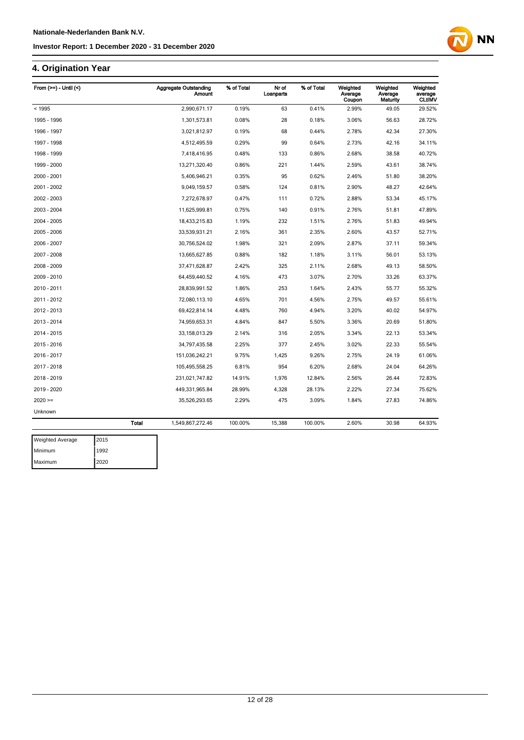## 4. Origination Year

| From (>=) - Until (<) | Aggregate Outstanding Amount | % of Total | Nr of Loanparts | % of Total | Weighted Average Coupon | Weighted Average Maturity | Weighted average CLtIMV |
|---|---|---|---|---|---|---|---|
| < 1995 | 2,990,671.17 | 0.19% | 63 | 0.41% | 2.99% | 49.05 | 29.52% |
| 1995 - 1996 | 1,301,573.81 | 0.08% | 28 | 0.18% | 3.06% | 56.63 | 28.72% |
| 1996 - 1997 | 3,021,812.97 | 0.19% | 68 | 0.44% | 2.78% | 42.34 | 27.30% |
| 1997 - 1998 | 4,512,495.59 | 0.29% | 99 | 0.64% | 2.73% | 42.16 | 34.11% |
| 1998 - 1999 | 7,418,416.95 | 0.48% | 133 | 0.86% | 2.68% | 38.58 | 40.72% |
| 1999 - 2000 | 13,271,320.40 | 0.86% | 221 | 1.44% | 2.59% | 43.61 | 38.74% |
| 2000 - 2001 | 5,406,946.21 | 0.35% | 95 | 0.62% | 2.46% | 51.80 | 38.20% |
| 2001 - 2002 | 9,049,159.57 | 0.58% | 124 | 0.81% | 2.90% | 48.27 | 42.64% |
| 2002 - 2003 | 7,272,678.97 | 0.47% | 111 | 0.72% | 2.88% | 53.34 | 45.17% |
| 2003 - 2004 | 11,625,999.81 | 0.75% | 140 | 0.91% | 2.76% | 51.81 | 47.89% |
| 2004 - 2005 | 18,433,215.83 | 1.19% | 232 | 1.51% | 2.76% | 51.83 | 49.94% |
| 2005 - 2006 | 33,539,931.21 | 2.16% | 361 | 2.35% | 2.60% | 43.57 | 52.71% |
| 2006 - 2007 | 30,756,524.02 | 1.98% | 321 | 2.09% | 2.87% | 37.11 | 59.34% |
| 2007 - 2008 | 13,665,627.85 | 0.88% | 182 | 1.18% | 3.11% | 56.01 | 53.13% |
| 2008 - 2009 | 37,471,628.87 | 2.42% | 325 | 2.11% | 2.68% | 49.13 | 58.50% |
| 2009 - 2010 | 64,459,440.52 | 4.16% | 473 | 3.07% | 2.70% | 33.26 | 63.37% |
| 2010 - 2011 | 28,839,991.52 | 1.86% | 253 | 1.64% | 2.43% | 55.77 | 55.32% |
| 2011 - 2012 | 72,080,113.10 | 4.65% | 701 | 4.56% | 2.75% | 49.57 | 55.61% |
| 2012 - 2013 | 69,422,814.14 | 4.48% | 760 | 4.94% | 3.20% | 40.02 | 54.97% |
| 2013 - 2014 | 74,959,653.31 | 4.84% | 847 | 5.50% | 3.36% | 20.69 | 51.80% |
| 2014 - 2015 | 33,158,013.29 | 2.14% | 316 | 2.05% | 3.34% | 22.13 | 53.34% |
| 2015 - 2016 | 34,797,435.58 | 2.25% | 377 | 2.45% | 3.02% | 22.33 | 55.54% |
| 2016 - 2017 | 151,036,242.21 | 9.75% | 1,425 | 9.26% | 2.75% | 24.19 | 61.06% |
| 2017 - 2018 | 105,495,558.25 | 6.81% | 954 | 6.20% | 2.68% | 24.04 | 64.26% |
| 2018 - 2019 | 231,021,747.82 | 14.91% | 1,976 | 12.84% | 2.56% | 26.44 | 72.83% |
| 2019 - 2020 | 449,331,965.84 | 28.99% | 4,328 | 28.13% | 2.22% | 27.34 | 75.62% |
| 2020 >= | 35,526,293.65 | 2.29% | 475 | 3.09% | 1.84% | 27.83 | 74.86% |
| Unknown | | | | | | | |
| **Total** | 1,549,867,272.46 | 100.00% | 15,388 | 100.00% | 2.60% | 30.98 | 64.93% |

| Weighted Average | 2015 |
|---|---|
| Minimum | 1992 |
| Maximum | 2020 |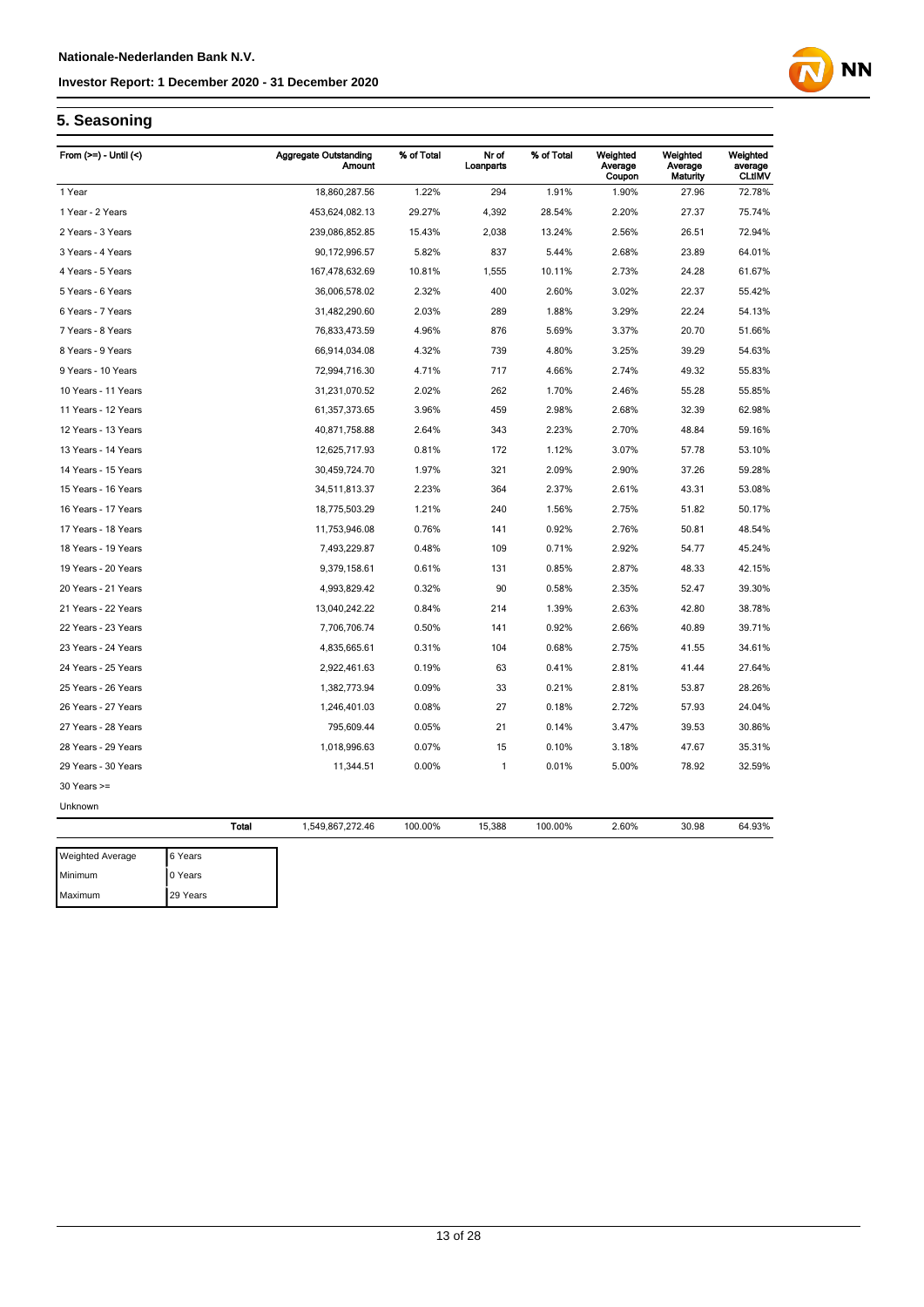## 5. Seasoning

| From (>=) - Until (<) | Aggregate Outstanding Amount | % of Total | Nr of Loanparts | % of Total | Weighted Average Coupon | Weighted Average Maturity | Weighted average CLtIMV |
|---|---|---|---|---|---|---|---|
| 1 Year | 18,860,287.56 | 1.22% | 294 | 1.91% | 1.90% | 27.96 | 72.78% |
| 1 Year - 2 Years | 453,624,082.13 | 29.27% | 4,392 | 28.54% | 2.20% | 27.37 | 75.74% |
| 2 Years - 3 Years | 239,086,852.85 | 15.43% | 2,038 | 13.24% | 2.56% | 26.51 | 72.94% |
| 3 Years - 4 Years | 90,172,996.57 | 5.82% | 837 | 5.44% | 2.68% | 23.89 | 64.01% |
| 4 Years - 5 Years | 167,478,632.69 | 10.81% | 1,555 | 10.11% | 2.73% | 24.28 | 61.67% |
| 5 Years - 6 Years | 36,006,578.02 | 2.32% | 400 | 2.60% | 3.02% | 22.37 | 55.42% |
| 6 Years - 7 Years | 31,482,290.60 | 2.03% | 289 | 1.88% | 3.29% | 22.24 | 54.13% |
| 7 Years - 8 Years | 76,833,473.59 | 4.96% | 876 | 5.69% | 3.37% | 20.70 | 51.66% |
| 8 Years - 9 Years | 66,914,034.08 | 4.32% | 739 | 4.80% | 3.25% | 39.29 | 54.63% |
| 9 Years - 10 Years | 72,994,716.30 | 4.71% | 717 | 4.66% | 2.74% | 49.32 | 55.83% |
| 10 Years - 11 Years | 31,231,070.52 | 2.02% | 262 | 1.70% | 2.46% | 55.28 | 55.85% |
| 11 Years - 12 Years | 61,357,373.65 | 3.96% | 459 | 2.98% | 2.68% | 32.39 | 62.98% |
| 12 Years - 13 Years | 40,871,758.88 | 2.64% | 343 | 2.23% | 2.70% | 48.84 | 59.16% |
| 13 Years - 14 Years | 12,625,717.93 | 0.81% | 172 | 1.12% | 3.07% | 57.78 | 53.10% |
| 14 Years - 15 Years | 30,459,724.70 | 1.97% | 321 | 2.09% | 2.90% | 37.26 | 59.28% |
| 15 Years - 16 Years | 34,511,813.37 | 2.23% | 364 | 2.37% | 2.61% | 43.31 | 53.08% |
| 16 Years - 17 Years | 18,775,503.29 | 1.21% | 240 | 1.56% | 2.75% | 51.82 | 50.17% |
| 17 Years - 18 Years | 11,753,946.08 | 0.76% | 141 | 0.92% | 2.76% | 50.81 | 48.54% |
| 18 Years - 19 Years | 7,493,229.87 | 0.48% | 109 | 0.71% | 2.92% | 54.77 | 45.24% |
| 19 Years - 20 Years | 9,379,158.61 | 0.61% | 131 | 0.85% | 2.87% | 48.33 | 42.15% |
| 20 Years - 21 Years | 4,993,829.42 | 0.32% | 90 | 0.58% | 2.35% | 52.47 | 39.30% |
| 21 Years - 22 Years | 13,040,242.22 | 0.84% | 214 | 1.39% | 2.63% | 42.80 | 38.78% |
| 22 Years - 23 Years | 7,706,706.74 | 0.50% | 141 | 0.92% | 2.66% | 40.89 | 39.71% |
| 23 Years - 24 Years | 4,835,665.61 | 0.31% | 104 | 0.68% | 2.75% | 41.55 | 34.61% |
| 24 Years - 25 Years | 2,922,461.63 | 0.19% | 63 | 0.41% | 2.81% | 41.44 | 27.64% |
| 25 Years - 26 Years | 1,382,773.94 | 0.09% | 33 | 0.21% | 2.81% | 53.87 | 28.26% |
| 26 Years - 27 Years | 1,246,401.03 | 0.08% | 27 | 0.18% | 2.72% | 57.93 | 24.04% |
| 27 Years - 28 Years | 795,609.44 | 0.05% | 21 | 0.14% | 3.47% | 39.53 | 30.86% |
| 28 Years - 29 Years | 1,018,996.63 | 0.07% | 15 | 0.10% | 3.18% | 47.67 | 35.31% |
| 29 Years - 30 Years | 11,344.51 | 0.00% | 1 | 0.01% | 5.00% | 78.92 | 32.59% |
| 30 Years >= | | | | | | | |
| Unknown | | | | | | | |
| **Total** | 1,549,867,272.46 | 100.00% | 15,388 | 100.00% | 2.60% | 30.98 | 64.93% |

| | |
|---|---|
| Weighted Average | 6 Years |
| Minimum | 0 Years |
| Maximum | 29 Years |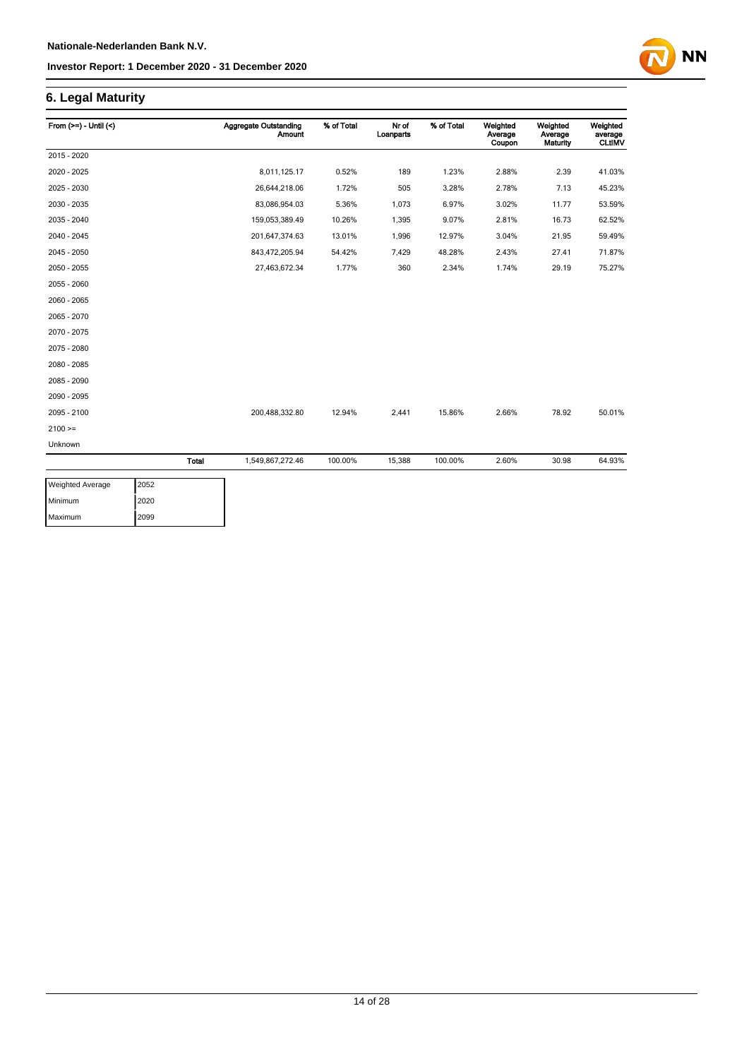## 6. Legal Maturity

| From (>=) - Until (<) | | Aggregate Outstanding Amount | % of Total | Nr of Loanparts | % of Total | Weighted Average Coupon | Weighted Average Maturity | Weighted average CLtIMV |
|---|---|---|---|---|---|---|---|---|
| 2015 - 2020 | | | | | | | | |
| 2020 - 2025 | | 8,011,125.17 | 0.52% | 189 | 1.23% | 2.88% | 2.39 | 41.03% |
| 2025 - 2030 | | 26,644,218.06 | 1.72% | 505 | 3.28% | 2.78% | 7.13 | 45.23% |
| 2030 - 2035 | | 83,086,954.03 | 5.36% | 1,073 | 6.97% | 3.02% | 11.77 | 53.59% |
| 2035 - 2040 | | 159,053,389.49 | 10.26% | 1,395 | 9.07% | 2.81% | 16.73 | 62.52% |
| 2040 - 2045 | | 201,647,374.63 | 13.01% | 1,996 | 12.97% | 3.04% | 21.95 | 59.49% |
| 2045 - 2050 | | 843,472,205.94 | 54.42% | 7,429 | 48.28% | 2.43% | 27.41 | 71.87% |
| 2050 - 2055 | | 27,463,672.34 | 1.77% | 360 | 2.34% | 1.74% | 29.19 | 75.27% |
| 2055 - 2060 | | | | | | | | |
| 2060 - 2065 | | | | | | | | |
| 2065 - 2070 | | | | | | | | |
| 2070 - 2075 | | | | | | | | |
| 2075 - 2080 | | | | | | | | |
| 2080 - 2085 | | | | | | | | |
| 2085 - 2090 | | | | | | | | |
| 2090 - 2095 | | | | | | | | |
| 2095 - 2100 | | 200,488,332.80 | 12.94% | 2,441 | 15.86% | 2.66% | 78.92 | 50.01% |
| 2100 >= | | | | | | | | |
| Unknown | | | | | | | | |
| | **Total** | 1,549,867,272.46 | 100.00% | 15,388 | 100.00% | 2.60% | 30.98 | 64.93% |

| | |
|---|---|
| Weighted Average | 2052 |
| Minimum | 2020 |
| Maximum | 2099 |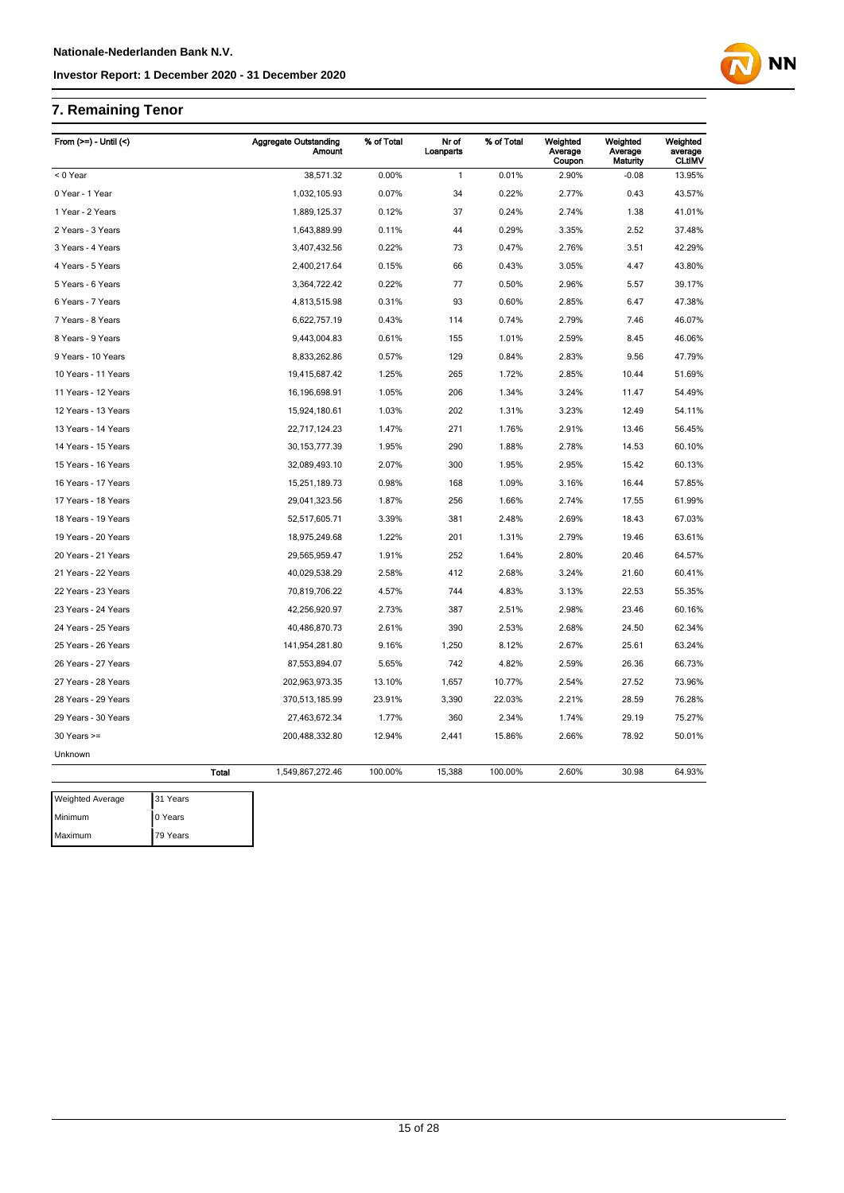## 7. Remaining Tenor

| From (>=) - Until (<) | Aggregate Outstanding Amount | % of Total | Nr of Loanparts | % of Total | Weighted Average Coupon | Weighted Average Maturity | Weighted average CLtIMV |
|---|---|---|---|---|---|---|---|
| < 0 Year | 38,571.32 | 0.00% | 1 | 0.01% | 2.90% | -0.08 | 13.95% |
| 0 Year - 1 Year | 1,032,105.93 | 0.07% | 34 | 0.22% | 2.77% | 0.43 | 43.57% |
| 1 Year - 2 Years | 1,889,125.37 | 0.12% | 37 | 0.24% | 2.74% | 1.38 | 41.01% |
| 2 Years - 3 Years | 1,643,889.99 | 0.11% | 44 | 0.29% | 3.35% | 2.52 | 37.48% |
| 3 Years - 4 Years | 3,407,432.56 | 0.22% | 73 | 0.47% | 2.76% | 3.51 | 42.29% |
| 4 Years - 5 Years | 2,400,217.64 | 0.15% | 66 | 0.43% | 3.05% | 4.47 | 43.80% |
| 5 Years - 6 Years | 3,364,722.42 | 0.22% | 77 | 0.50% | 2.96% | 5.57 | 39.17% |
| 6 Years - 7 Years | 4,813,515.98 | 0.31% | 93 | 0.60% | 2.85% | 6.47 | 47.38% |
| 7 Years - 8 Years | 6,622,757.19 | 0.43% | 114 | 0.74% | 2.79% | 7.46 | 46.07% |
| 8 Years - 9 Years | 9,443,004.83 | 0.61% | 155 | 1.01% | 2.59% | 8.45 | 46.06% |
| 9 Years - 10 Years | 8,833,262.86 | 0.57% | 129 | 0.84% | 2.83% | 9.56 | 47.79% |
| 10 Years - 11 Years | 19,415,687.42 | 1.25% | 265 | 1.72% | 2.85% | 10.44 | 51.69% |
| 11 Years - 12 Years | 16,196,698.91 | 1.05% | 206 | 1.34% | 3.24% | 11.47 | 54.49% |
| 12 Years - 13 Years | 15,924,180.61 | 1.03% | 202 | 1.31% | 3.23% | 12.49 | 54.11% |
| 13 Years - 14 Years | 22,717,124.23 | 1.47% | 271 | 1.76% | 2.91% | 13.46 | 56.45% |
| 14 Years - 15 Years | 30,153,777.39 | 1.95% | 290 | 1.88% | 2.78% | 14.53 | 60.10% |
| 15 Years - 16 Years | 32,089,493.10 | 2.07% | 300 | 1.95% | 2.95% | 15.42 | 60.13% |
| 16 Years - 17 Years | 15,251,189.73 | 0.98% | 168 | 1.09% | 3.16% | 16.44 | 57.85% |
| 17 Years - 18 Years | 29,041,323.56 | 1.87% | 256 | 1.66% | 2.74% | 17.55 | 61.99% |
| 18 Years - 19 Years | 52,517,605.71 | 3.39% | 381 | 2.48% | 2.69% | 18.43 | 67.03% |
| 19 Years - 20 Years | 18,975,249.68 | 1.22% | 201 | 1.31% | 2.79% | 19.46 | 63.61% |
| 20 Years - 21 Years | 29,565,959.47 | 1.91% | 252 | 1.64% | 2.80% | 20.46 | 64.57% |
| 21 Years - 22 Years | 40,029,538.29 | 2.58% | 412 | 2.68% | 3.24% | 21.60 | 60.41% |
| 22 Years - 23 Years | 70,819,706.22 | 4.57% | 744 | 4.83% | 3.13% | 22.53 | 55.35% |
| 23 Years - 24 Years | 42,256,920.97 | 2.73% | 387 | 2.51% | 2.98% | 23.46 | 60.16% |
| 24 Years - 25 Years | 40,486,870.73 | 2.61% | 390 | 2.53% | 2.68% | 24.50 | 62.34% |
| 25 Years - 26 Years | 141,954,281.80 | 9.16% | 1,250 | 8.12% | 2.67% | 25.61 | 63.24% |
| 26 Years - 27 Years | 87,553,894.07 | 5.65% | 742 | 4.82% | 2.59% | 26.36 | 66.73% |
| 27 Years - 28 Years | 202,963,973.35 | 13.10% | 1,657 | 10.77% | 2.54% | 27.52 | 73.96% |
| 28 Years - 29 Years | 370,513,185.99 | 23.91% | 3,390 | 22.03% | 2.21% | 28.59 | 76.28% |
| 29 Years - 30 Years | 27,463,672.34 | 1.77% | 360 | 2.34% | 1.74% | 29.19 | 75.27% |
| 30 Years >= | 200,488,332.80 | 12.94% | 2,441 | 15.86% | 2.66% | 78.92 | 50.01% |
| Unknown | | | | | | | |
| **Total** | 1,549,867,272.46 | 100.00% | 15,388 | 100.00% | 2.60% | 30.98 | 64.93% |

| | |
|---|---|
| Weighted Average | 31 Years |
| Minimum | 0 Years |
| Maximum | 79 Years |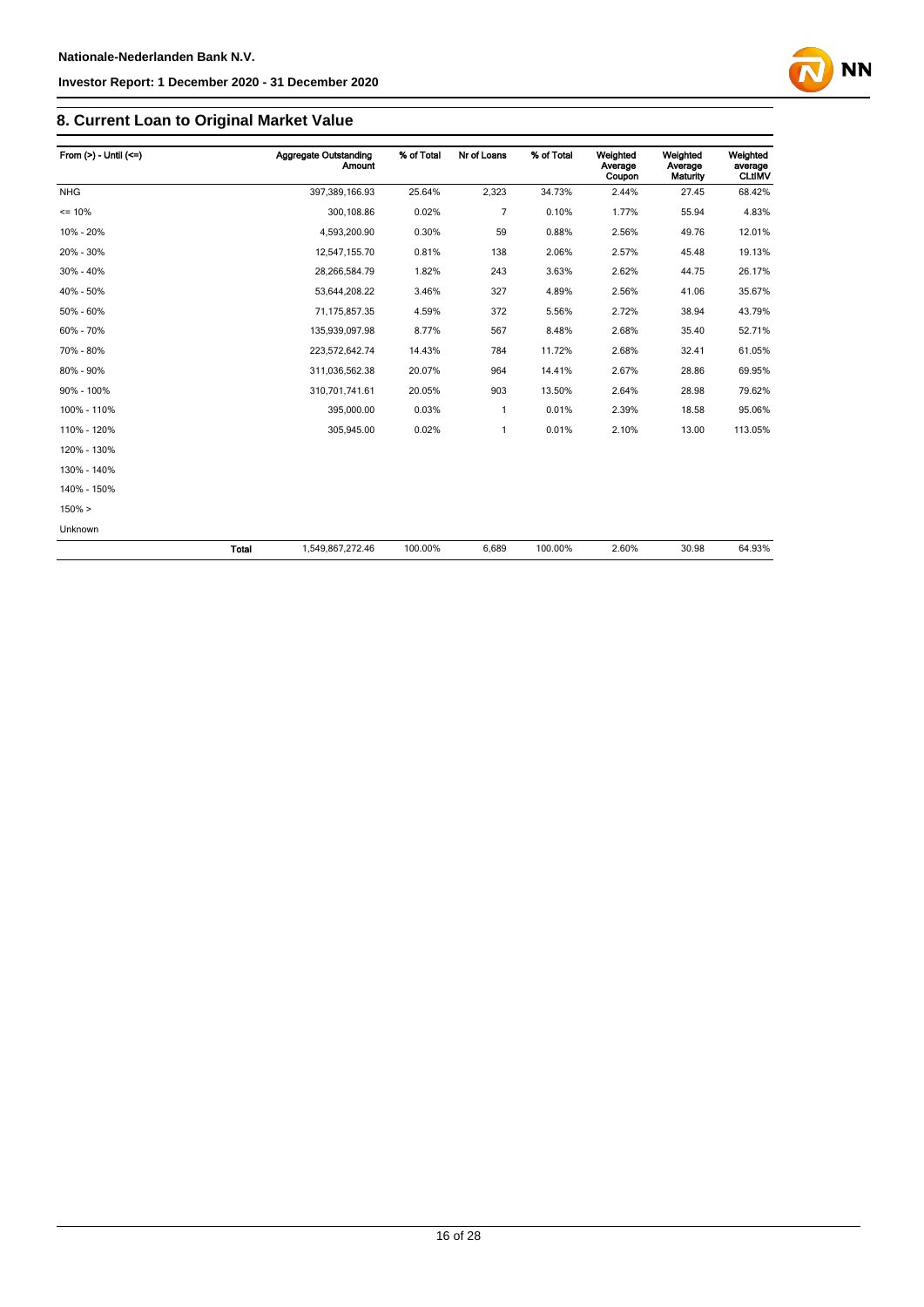## 8. Current Loan to Original Market Value

| From (>) - Until (<=) | Aggregate Outstanding Amount | % of Total | Nr of Loans | % of Total | Weighted Average Coupon | Weighted Average Maturity | Weighted average CLtIMV |
|---|---|---|---|---|---|---|---|
| NHG | 397,389,166.93 | 25.64% | 2,323 | 34.73% | 2.44% | 27.45 | 68.42% |
| <= 10% | 300,108.86 | 0.02% | 7 | 0.10% | 1.77% | 55.94 | 4.83% |
| 10% - 20% | 4,593,200.90 | 0.30% | 59 | 0.88% | 2.56% | 49.76 | 12.01% |
| 20% - 30% | 12,547,155.70 | 0.81% | 138 | 2.06% | 2.57% | 45.48 | 19.13% |
| 30% - 40% | 28,266,584.79 | 1.82% | 243 | 3.63% | 2.62% | 44.75 | 26.17% |
| 40% - 50% | 53,644,208.22 | 3.46% | 327 | 4.89% | 2.56% | 41.06 | 35.67% |
| 50% - 60% | 71,175,857.35 | 4.59% | 372 | 5.56% | 2.72% | 38.94 | 43.79% |
| 60% - 70% | 135,939,097.98 | 8.77% | 567 | 8.48% | 2.68% | 35.40 | 52.71% |
| 70% - 80% | 223,572,642.74 | 14.43% | 784 | 11.72% | 2.68% | 32.41 | 61.05% |
| 80% - 90% | 311,036,562.38 | 20.07% | 964 | 14.41% | 2.67% | 28.86 | 69.95% |
| 90% - 100% | 310,701,741.61 | 20.05% | 903 | 13.50% | 2.64% | 28.98 | 79.62% |
| 100% - 110% | 395,000.00 | 0.03% | 1 | 0.01% | 2.39% | 18.58 | 95.06% |
| 110% - 120% | 305,945.00 | 0.02% | 1 | 0.01% | 2.10% | 13.00 | 113.05% |
| 120% - 130% | | | | | | | |
| 130% - 140% | | | | | | | |
| 140% - 150% | | | | | | | |
| 150% > | | | | | | | |
| Unknown | | | | | | | |
| **Total** | 1,549,867,272.46 | 100.00% | 6,689 | 100.00% | 2.60% | 30.98 | 64.93% |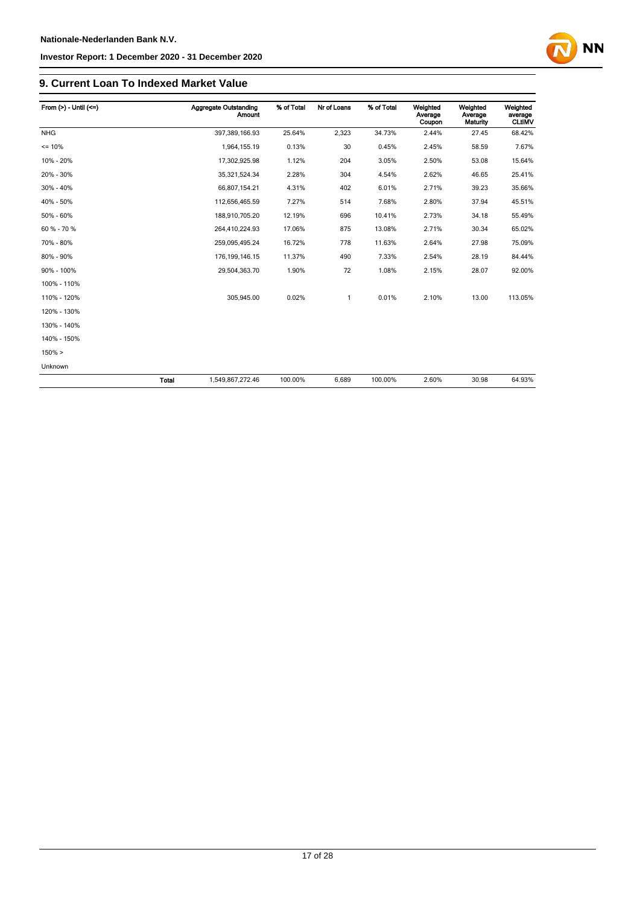## 9. Current Loan To Indexed Market Value

| From (>) - Until (<=) | | Aggregate Outstanding Amount | % of Total | Nr of Loans | % of Total | Weighted Average Coupon | Weighted Average Maturity | Weighted average CLtIMV |
|---|---|---|---|---|---|---|---|---|
| NHG | | 397,389,166.93 | 25.64% | 2,323 | 34.73% | 2.44% | 27.45 | 68.42% |
| <= 10% | | 1,964,155.19 | 0.13% | 30 | 0.45% | 2.45% | 58.59 | 7.67% |
| 10% - 20% | | 17,302,925.98 | 1.12% | 204 | 3.05% | 2.50% | 53.08 | 15.64% |
| 20% - 30% | | 35,321,524.34 | 2.28% | 304 | 4.54% | 2.62% | 46.65 | 25.41% |
| 30% - 40% | | 66,807,154.21 | 4.31% | 402 | 6.01% | 2.71% | 39.23 | 35.66% |
| 40% - 50% | | 112,656,465.59 | 7.27% | 514 | 7.68% | 2.80% | 37.94 | 45.51% |
| 50% - 60% | | 188,910,705.20 | 12.19% | 696 | 10.41% | 2.73% | 34.18 | 55.49% |
| 60 % - 70 % | | 264,410,224.93 | 17.06% | 875 | 13.08% | 2.71% | 30.34 | 65.02% |
| 70% - 80% | | 259,095,495.24 | 16.72% | 778 | 11.63% | 2.64% | 27.98 | 75.09% |
| 80% - 90% | | 176,199,146.15 | 11.37% | 490 | 7.33% | 2.54% | 28.19 | 84.44% |
| 90% - 100% | | 29,504,363.70 | 1.90% | 72 | 1.08% | 2.15% | 28.07 | 92.00% |
| 100% - 110% | | | | | | | | |
| 110% - 120% | | 305,945.00 | 0.02% | 1 | 0.01% | 2.10% | 13.00 | 113.05% |
| 120% - 130% | | | | | | | | |
| 130% - 140% | | | | | | | | |
| 140% - 150% | | | | | | | | |
| 150% > | | | | | | | | |
| Unknown | | | | | | | | |
| | **Total** | 1,549,867,272.46 | 100.00% | 6,689 | 100.00% | 2.60% | 30.98 | 64.93% |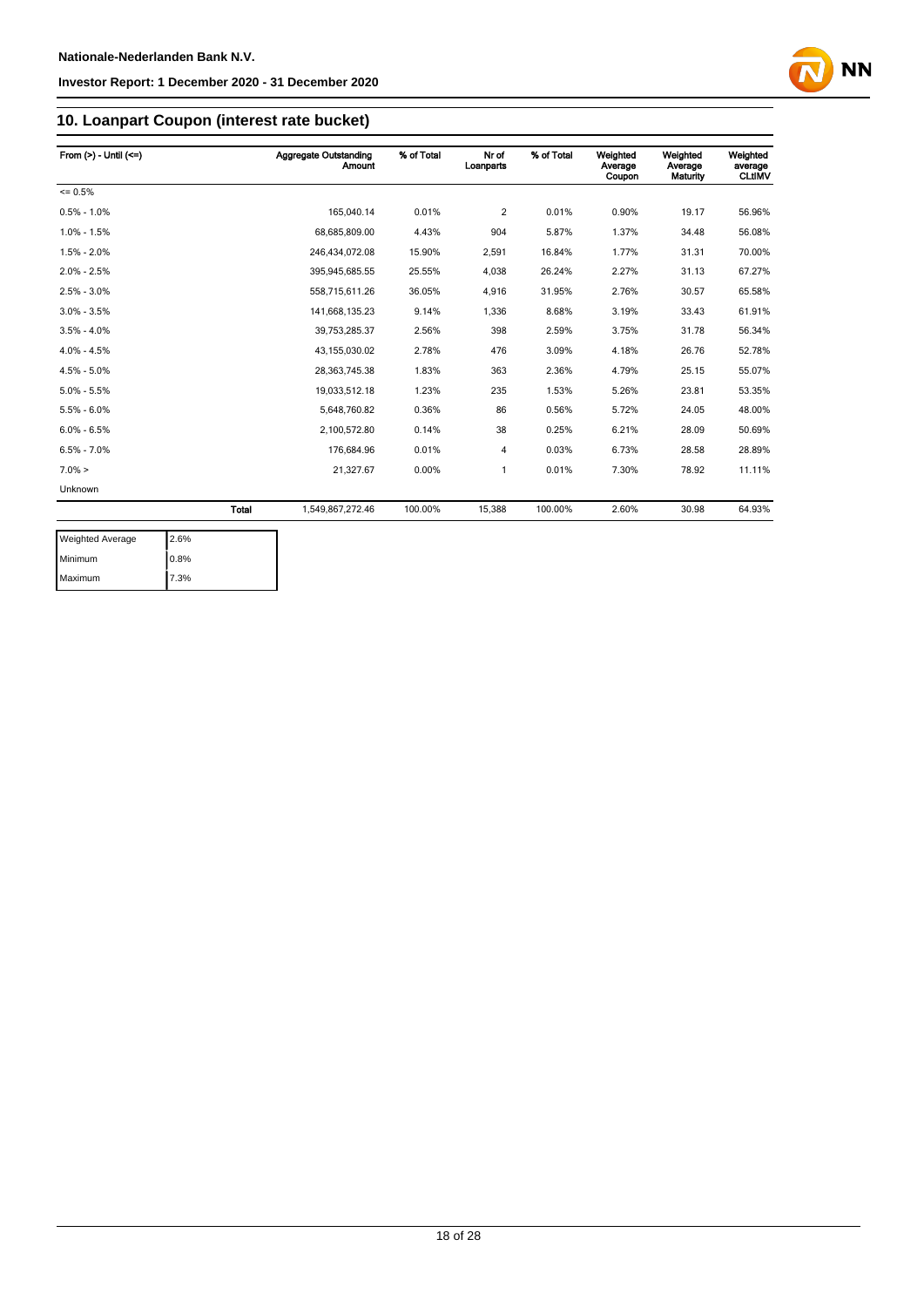## 10. Loanpart Coupon (interest rate bucket)

| From (>) - Until (<=) | | Aggregate Outstanding Amount | % of Total | Nr of Loanparts | % of Total | Weighted Average Coupon | Weighted Average Maturity | Weighted average CLtIMV |
|---|---|---|---|---|---|---|---|---|
| <= 0.5% | | | | | | | | |
| 0.5% - 1.0% | | 165,040.14 | 0.01% | 2 | 0.01% | 0.90% | 19.17 | 56.96% |
| 1.0% - 1.5% | | 68,685,809.00 | 4.43% | 904 | 5.87% | 1.37% | 34.48 | 56.08% |
| 1.5% - 2.0% | | 246,434,072.08 | 15.90% | 2,591 | 16.84% | 1.77% | 31.31 | 70.00% |
| 2.0% - 2.5% | | 395,945,685.55 | 25.55% | 4,038 | 26.24% | 2.27% | 31.13 | 67.27% |
| 2.5% - 3.0% | | 558,715,611.26 | 36.05% | 4,916 | 31.95% | 2.76% | 30.57 | 65.58% |
| 3.0% - 3.5% | | 141,668,135.23 | 9.14% | 1,336 | 8.68% | 3.19% | 33.43 | 61.91% |
| 3.5% - 4.0% | | 39,753,285.37 | 2.56% | 398 | 2.59% | 3.75% | 31.78 | 56.34% |
| 4.0% - 4.5% | | 43,155,030.02 | 2.78% | 476 | 3.09% | 4.18% | 26.76 | 52.78% |
| 4.5% - 5.0% | | 28,363,745.38 | 1.83% | 363 | 2.36% | 4.79% | 25.15 | 55.07% |
| 5.0% - 5.5% | | 19,033,512.18 | 1.23% | 235 | 1.53% | 5.26% | 23.81 | 53.35% |
| 5.5% - 6.0% | | 5,648,760.82 | 0.36% | 86 | 0.56% | 5.72% | 24.05 | 48.00% |
| 6.0% - 6.5% | | 2,100,572.80 | 0.14% | 38 | 0.25% | 6.21% | 28.09 | 50.69% |
| 6.5% - 7.0% | | 176,684.96 | 0.01% | 4 | 0.03% | 6.73% | 28.58 | 28.89% |
| 7.0% > | | 21,327.67 | 0.00% | 1 | 0.01% | 7.30% | 78.92 | 11.11% |
| Unknown | | | | | | | | |
| | Total | 1,549,867,272.46 | 100.00% | 15,388 | 100.00% | 2.60% | 30.98 | 64.93% |

| | |
|---|---|
| Weighted Average | 2.6% |
| Minimum | 0.8% |
| Maximum | 7.3% |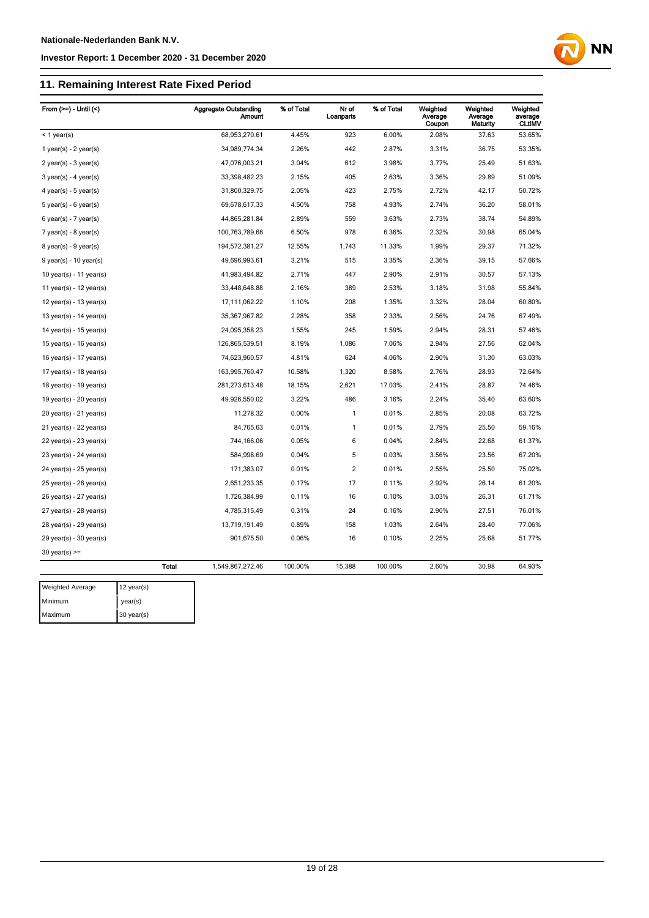## 11. Remaining Interest Rate Fixed Period

| From (>=) - Until (<) | | Aggregate Outstanding Amount | % of Total | Nr of Loanparts | % of Total | Weighted Average Coupon | Weighted Average Maturity | Weighted average CLtIMV |
|---|---|---|---|---|---|---|---|---|
| < 1 year(s) | | 68,953,270.61 | 4.45% | 923 | 6.00% | 2.08% | 37.63 | 53.65% |
| 1 year(s) - 2 year(s) | | 34,989,774.34 | 2.26% | 442 | 2.87% | 3.31% | 36.75 | 53.35% |
| 2 year(s) - 3 year(s) | | 47,076,003.21 | 3.04% | 612 | 3.98% | 3.77% | 25.49 | 51.63% |
| 3 year(s) - 4 year(s) | | 33,398,482.23 | 2.15% | 405 | 2.63% | 3.36% | 29.89 | 51.09% |
| 4 year(s) - 5 year(s) | | 31,800,329.75 | 2.05% | 423 | 2.75% | 2.72% | 42.17 | 50.72% |
| 5 year(s) - 6 year(s) | | 69,678,617.33 | 4.50% | 758 | 4.93% | 2.74% | 36.20 | 58.01% |
| 6 year(s) - 7 year(s) | | 44,865,281.84 | 2.89% | 559 | 3.63% | 2.73% | 38.74 | 54.89% |
| 7 year(s) - 8 year(s) | | 100,763,789.66 | 6.50% | 978 | 6.36% | 2.32% | 30.98 | 65.04% |
| 8 year(s) - 9 year(s) | | 194,572,381.27 | 12.55% | 1,743 | 11.33% | 1.99% | 29.37 | 71.32% |
| 9 year(s) - 10 year(s) | | 49,696,993.61 | 3.21% | 515 | 3.35% | 2.36% | 39.15 | 57.66% |
| 10 year(s) - 11 year(s) | | 41,983,494.82 | 2.71% | 447 | 2.90% | 2.91% | 30.57 | 57.13% |
| 11 year(s) - 12 year(s) | | 33,448,648.88 | 2.16% | 389 | 2.53% | 3.18% | 31.98 | 55.84% |
| 12 year(s) - 13 year(s) | | 17,111,062.22 | 1.10% | 208 | 1.35% | 3.32% | 28.04 | 60.80% |
| 13 year(s) - 14 year(s) | | 35,367,967.82 | 2.28% | 358 | 2.33% | 2.56% | 24.76 | 67.49% |
| 14 year(s) - 15 year(s) | | 24,095,358.23 | 1.55% | 245 | 1.59% | 2.94% | 28.31 | 57.46% |
| 15 year(s) - 16 year(s) | | 126,865,539.51 | 8.19% | 1,086 | 7.06% | 2.94% | 27.56 | 62.04% |
| 16 year(s) - 17 year(s) | | 74,623,960.57 | 4.81% | 624 | 4.06% | 2.90% | 31.30 | 63.03% |
| 17 year(s) - 18 year(s) | | 163,995,760.47 | 10.58% | 1,320 | 8.58% | 2.76% | 28.93 | 72.64% |
| 18 year(s) - 19 year(s) | | 281,273,613.48 | 18.15% | 2,621 | 17.03% | 2.41% | 28.87 | 74.46% |
| 19 year(s) - 20 year(s) | | 49,926,550.02 | 3.22% | 486 | 3.16% | 2.24% | 35.40 | 63.60% |
| 20 year(s) - 21 year(s) | | 11,278.32 | 0.00% | 1 | 0.01% | 2.85% | 20.08 | 63.72% |
| 21 year(s) - 22 year(s) | | 84,765.63 | 0.01% | 1 | 0.01% | 2.79% | 25.50 | 59.16% |
| 22 year(s) - 23 year(s) | | 744,166.06 | 0.05% | 6 | 0.04% | 2.84% | 22.68 | 61.37% |
| 23 year(s) - 24 year(s) | | 584,998.69 | 0.04% | 5 | 0.03% | 3.56% | 23.56 | 67.20% |
| 24 year(s) - 25 year(s) | | 171,383.07 | 0.01% | 2 | 0.01% | 2.55% | 25.50 | 75.02% |
| 25 year(s) - 26 year(s) | | 2,651,233.35 | 0.17% | 17 | 0.11% | 2.92% | 26.14 | 61.20% |
| 26 year(s) - 27 year(s) | | 1,726,384.99 | 0.11% | 16 | 0.10% | 3.03% | 26.31 | 61.71% |
| 27 year(s) - 28 year(s) | | 4,785,315.49 | 0.31% | 24 | 0.16% | 2.90% | 27.51 | 76.01% |
| 28 year(s) - 29 year(s) | | 13,719,191.49 | 0.89% | 158 | 1.03% | 2.64% | 28.40 | 77.06% |
| 29 year(s) - 30 year(s) | | 901,675.50 | 0.06% | 16 | 0.10% | 2.25% | 25.68 | 51.77% |
| 30 year(s) >= | | | | | | | | |
| | **Total** | 1,549,867,272.46 | 100.00% | 15,388 | 100.00% | 2.60% | 30.98 | 64.93% |

| | |
|---|---|
| Weighted Average | 12 year(s) |
| Minimum | year(s) |
| Maximum | 30 year(s) |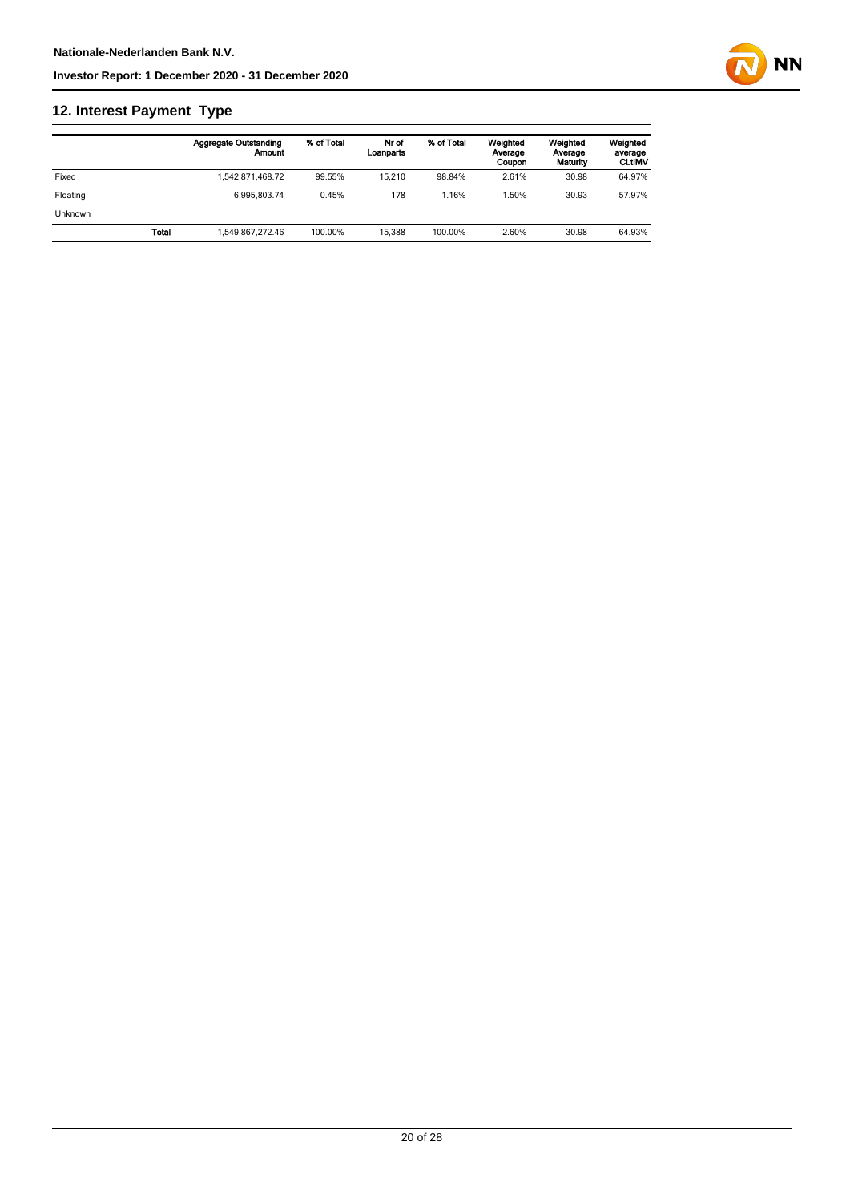## 12. Interest Payment Type

| | Aggregate Outstanding Amount | % of Total | Nr of Loanparts | % of Total | Weighted Average Coupon | Weighted Average Maturity | Weighted average CLtIMV |
|---|---|---|---|---|---|---|---|
| Fixed | 1,542,871,468.72 | 99.55% | 15,210 | 98.84% | 2.61% | 30.98 | 64.97% |
| Floating | 6,995,803.74 | 0.45% | 178 | 1.16% | 1.50% | 30.93 | 57.97% |
| Unknown | | | | | | | |
| **Total** | 1,549,867,272.46 | 100.00% | 15,388 | 100.00% | 2.60% | 30.98 | 64.93% |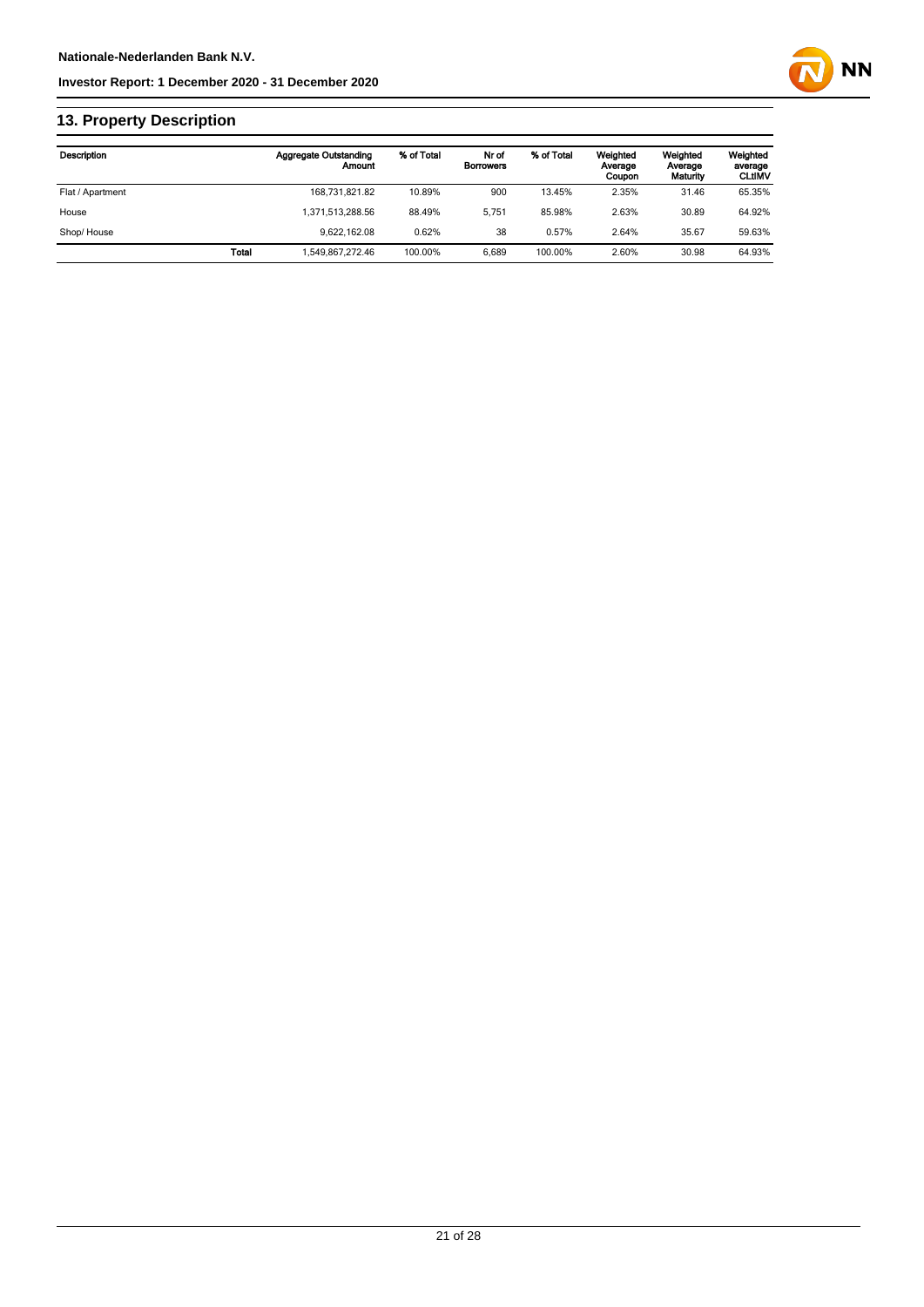## 13. Property Description

| Description | | Aggregate Outstanding Amount | % of Total | Nr of Borrowers | % of Total | Weighted Average Coupon | Weighted Average Maturity | Weighted average CLtIMV |
|---|---|---|---|---|---|---|---|---|
| Flat / Apartment | | 168,731,821.82 | 10.89% | 900 | 13.45% | 2.35% | 31.46 | 65.35% |
| House | | 1,371,513,288.56 | 88.49% | 5,751 | 85.98% | 2.63% | 30.89 | 64.92% |
| Shop/ House | | 9,622,162.08 | 0.62% | 38 | 0.57% | 2.64% | 35.67 | 59.63% |
| | **Total** | 1,549,867,272.46 | 100.00% | 6,689 | 100.00% | 2.60% | 30.98 | 64.93% |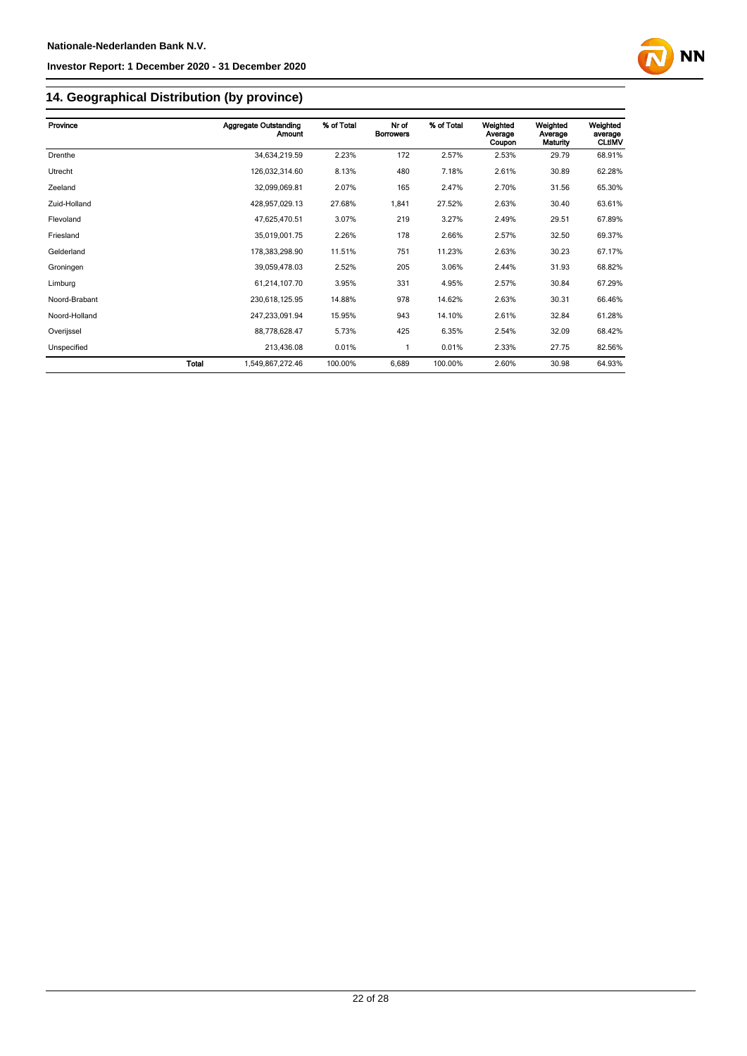## 14. Geographical Distribution (by province)

| Province | | Aggregate Outstanding Amount | % of Total | Nr of Borrowers | % of Total | Weighted Average Coupon | Weighted Average Maturity | Weighted average CLtIMV |
|---|---|---|---|---|---|---|---|---|
| Drenthe | | 34,634,219.59 | 2.23% | 172 | 2.57% | 2.53% | 29.79 | 68.91% |
| Utrecht | | 126,032,314.60 | 8.13% | 480 | 7.18% | 2.61% | 30.89 | 62.28% |
| Zeeland | | 32,099,069.81 | 2.07% | 165 | 2.47% | 2.70% | 31.56 | 65.30% |
| Zuid-Holland | | 428,957,029.13 | 27.68% | 1,841 | 27.52% | 2.63% | 30.40 | 63.61% |
| Flevoland | | 47,625,470.51 | 3.07% | 219 | 3.27% | 2.49% | 29.51 | 67.89% |
| Friesland | | 35,019,001.75 | 2.26% | 178 | 2.66% | 2.57% | 32.50 | 69.37% |
| Gelderland | | 178,383,298.90 | 11.51% | 751 | 11.23% | 2.63% | 30.23 | 67.17% |
| Groningen | | 39,059,478.03 | 2.52% | 205 | 3.06% | 2.44% | 31.93 | 68.82% |
| Limburg | | 61,214,107.70 | 3.95% | 331 | 4.95% | 2.57% | 30.84 | 67.29% |
| Noord-Brabant | | 230,618,125.95 | 14.88% | 978 | 14.62% | 2.63% | 30.31 | 66.46% |
| Noord-Holland | | 247,233,091.94 | 15.95% | 943 | 14.10% | 2.61% | 32.84 | 61.28% |
| Overijssel | | 88,778,628.47 | 5.73% | 425 | 6.35% | 2.54% | 32.09 | 68.42% |
| Unspecified | | 213,436.08 | 0.01% | 1 | 0.01% | 2.33% | 27.75 | 82.56% |
| | **Total** | 1,549,867,272.46 | 100.00% | 6,689 | 100.00% | 2.60% | 30.98 | 64.93% |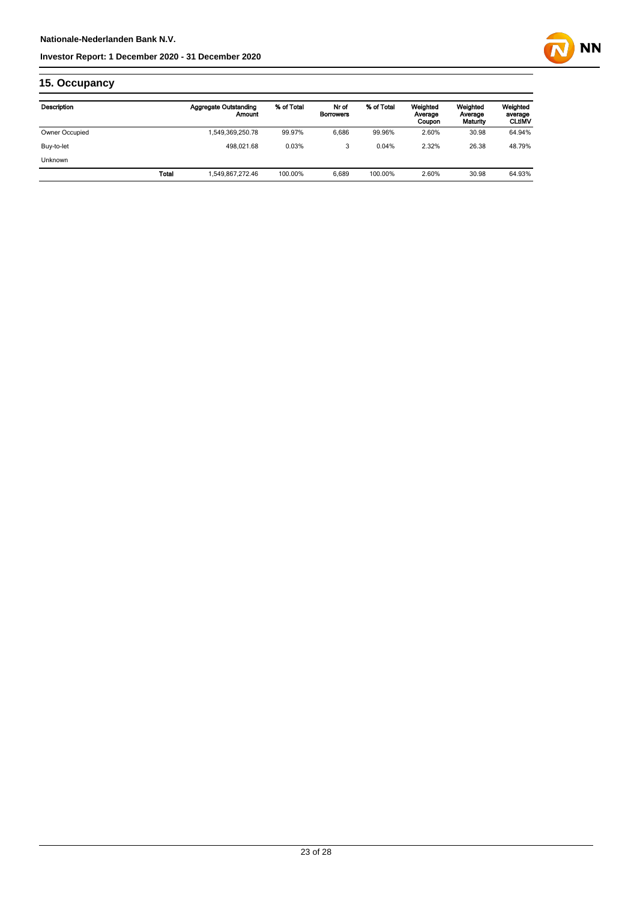## 15. Occupancy

| Description | | Aggregate Outstanding Amount | % of Total | Nr of Borrowers | % of Total | Weighted Average Coupon | Weighted Average Maturity | Weighted average CLtIMV |
|---|---|---|---|---|---|---|---|---|
| Owner Occupied | | 1,549,369,250.78 | 99.97% | 6,686 | 99.96% | 2.60% | 30.98 | 64.94% |
| Buy-to-let | | 498,021.68 | 0.03% | 3 | 0.04% | 2.32% | 26.38 | 48.79% |
| Unknown | | | | | | | | |
| | Total | 1,549,867,272.46 | 100.00% | 6,689 | 100.00% | 2.60% | 30.98 | 64.93% |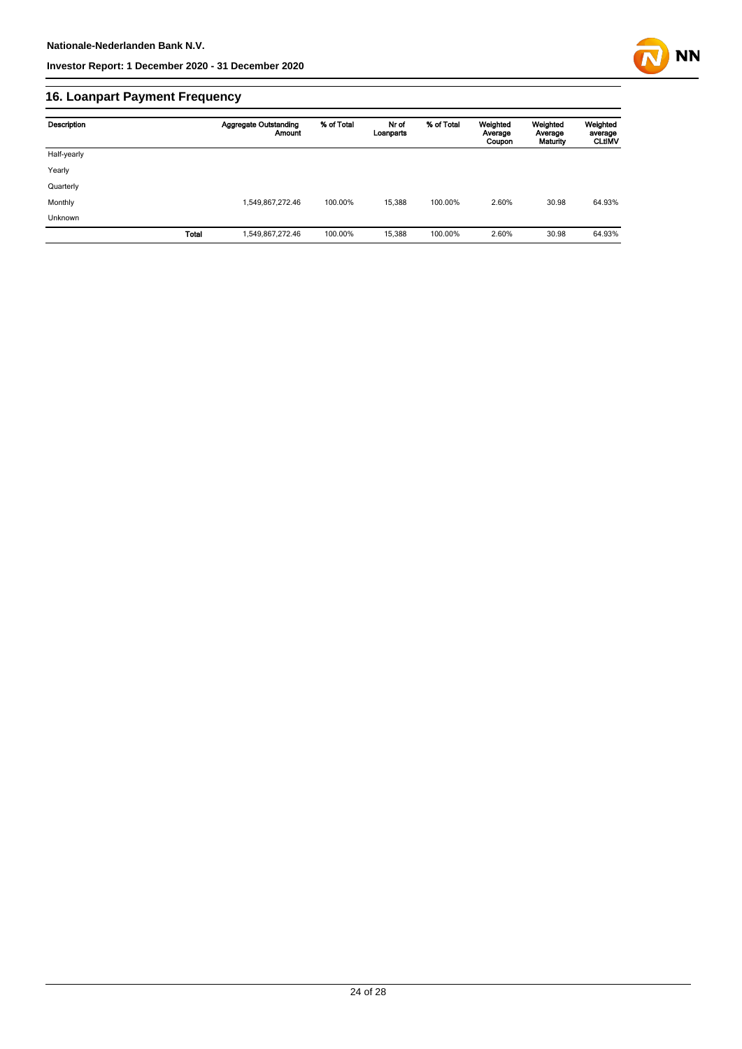## 16. Loanpart Payment Frequency

| Description | | Aggregate Outstanding Amount | % of Total | Nr of Loanparts | % of Total | Weighted Average Coupon | Weighted Average Maturity | Weighted average CLtIMV |
|---|---|---|---|---|---|---|---|---|
| Half-yearly | | | | | | | | |
| Yearly | | | | | | | | |
| Quarterly | | | | | | | | |
| Monthly | | 1,549,867,272.46 | 100.00% | 15,388 | 100.00% | 2.60% | 30.98 | 64.93% |
| Unknown | | | | | | | | |
| | **Total** | 1,549,867,272.46 | 100.00% | 15,388 | 100.00% | 2.60% | 30.98 | 64.93% |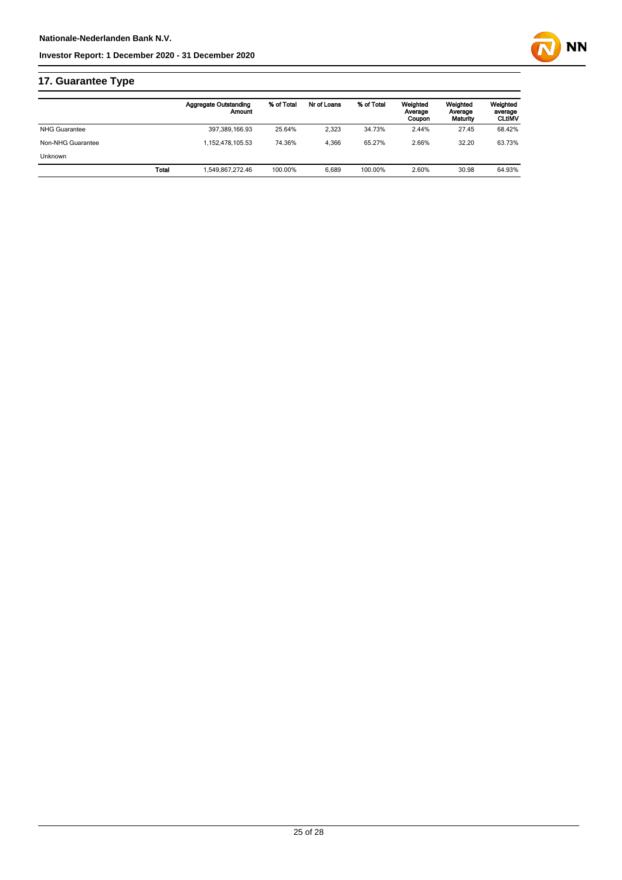## 17. Guarantee Type

| | | Aggregate Outstanding Amount | % of Total | Nr of Loans | % of Total | Weighted Average Coupon | Weighted Average Maturity | Weighted average CLtIMV |
|---|---|---|---|---|---|---|---|---|
| NHG Guarantee | | 397,389,166.93 | 25.64% | 2,323 | 34.73% | 2.44% | 27.45 | 68.42% |
| Non-NHG Guarantee | | 1,152,478,105.53 | 74.36% | 4,366 | 65.27% | 2.66% | 32.20 | 63.73% |
| Unknown | | | | | | | | |
| | **Total** | 1,549,867,272.46 | 100.00% | 6,689 | 100.00% | 2.60% | 30.98 | 64.93% |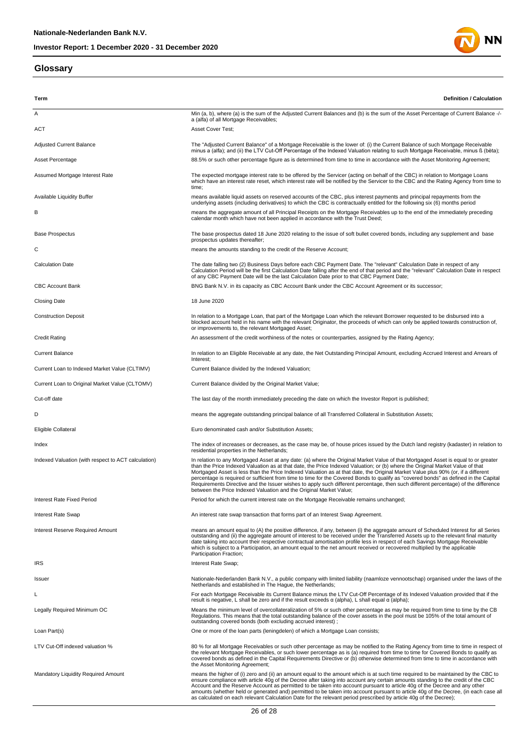## Glossary

| Term | Definition / Calculation |
|---|---|
| A | Min (a, b), where (a) is the sum of the Adjusted Current Balances and (b) is the sum of the Asset Percentage of Current Balance -/- a (alfa) of all Mortgage Receivables; |
| ACT | Asset Cover Test; |
| Adjusted Current Balance | The "Adjusted Current Balance" of a Mortgage Receivable is the lower of: (i) the Current Balance of such Mortgage Receivable minus a (alfa); and (ii) the LTV Cut-Off Percentage of the Indexed Valuation relating to such Mortgage Receivable, minus ß (bèta); |
| Asset Percentage | 88.5% or such other percentage figure as is determined from time to time in accordance with the Asset Monitoring Agreement; |
| Assumed Mortgage Interest Rate | The expected mortgage interest rate to be offered by the Servicer (acting on behalf of the CBC) in relation to Mortgage Loans which have an interest rate reset, which interest rate will be notified by the Servicer to the CBC and the Rating Agency from time to time; |
| Available Liquidity Buffer | means available liquid assets on reserved accounts of the CBC, plus interest payments and principal repayments from the underlying assets (including derivatives) to which the CBC is contractually entitled for the following six (6) months period |
| B | means the aggregate amount of all Principal Receipts on the Mortgage Receivables up to the end of the immediately preceding calendar month which have not been applied in accordance with the Trust Deed; |
| Base Prospectus | The base prospectus dated 18 June 2020 relating to the issue of soft bullet covered bonds, including any supplement and base prospectus updates thereafter; |
| C | means the amounts standing to the credit of the Reserve Account; |
| Calculation Date | The date falling two (2) Business Days before each CBC Payment Date. The "relevant" Calculation Date in respect of any Calculation Period will be the first Calculation Date falling after the end of that period and the "relevant" Calculation Date in respect of any CBC Payment Date will be the last Calculation Date prior to that CBC Payment Date; |
| CBC Account Bank | BNG Bank N.V. in its capacity as CBC Account Bank under the CBC Account Agreement or its successor; |
| Closing Date | 18 June 2020 |
| Construction Deposit | In relation to a Mortgage Loan, that part of the Mortgage Loan which the relevant Borrower requested to be disbursed into a blocked account held in his name with the relevant Originator, the proceeds of which can only be applied towards construction of, or improvements to, the relevant Mortgaged Asset; |
| Credit Rating | An assessment of the credit worthiness of the notes or counterparties, assigned by the Rating Agency; |
| Current Balance | In relation to an Eligible Receivable at any date, the Net Outstanding Principal Amount, excluding Accrued Interest and Arrears of Interest; |
| Current Loan to Indexed Market Value (CLTIMV) | Current Balance divided by the Indexed Valuation; |
| Current Loan to Original Market Value (CLTOMV) | Current Balance divided by the Original Market Value; |
| Cut-off date | The last day of the month immediately preceding the date on which the Investor Report is published; |
| D | means the aggregate outstanding principal balance of all Transferred Collateral in Substitution Assets; |
| Eligible Collateral | Euro denominated cash and/or Substitution Assets; |
| Index | The index of increases or decreases, as the case may be, of house prices issued by the Dutch land registry (kadaster) in relation to residential properties in the Netherlands; |
| Indexed Valuation (with respect to ACT calculation) | In relation to any Mortgaged Asset at any date: (a) where the Original Market Value of that Mortgaged Asset is equal to or greater than the Price Indexed Valuation as at that date, the Price Indexed Valuation; or (b) where the Original Market Value of that Mortgaged Asset is less than the Price Indexed Valuation as at that date, the Original Market Value plus 90% (or, if a different percentage is required or sufficient from time to time for the Covered Bonds to qualify as "covered bonds" as defined in the Capital Requirements Directive and the Issuer wishes to apply such different percentage, then such different percentage) of the difference between the Price Indexed Valuation and the Original Market Value; |
| Interest Rate Fixed Period | Period for which the current interest rate on the Mortgage Receivable remains unchanged; |
| Interest Rate Swap | An interest rate swap transaction that forms part of an Interest Swap Agreement. |
| Interest Reserve Required Amount | means an amount equal to (A) the positive difference, if any, between (i) the aggregate amount of Scheduled Interest for all Series outstanding and (ii) the aggregate amount of interest to be received under the Transferred Assets up to the relevant final maturity date taking into account their respective contractual amortisation profile less in respect of each Savings Mortgage Receivable which is subject to a Participation, an amount equal to the net amount received or recovered multiplied by the applicable Participation Fraction; |
| IRS | Interest Rate Swap; |
| Issuer | Nationale-Nederlanden Bank N.V., a public company with limited liability (naamloze vennootschap) organised under the laws of the Netherlands and established in The Hague, the Netherlands; |
| L | For each Mortgage Receivable its Current Balance minus the LTV Cut-Off Percentage of its Indexed Valuation provided that if the result is negative, L shall be zero and if the result exceeds α (alpha), L shall equal α (alpha); |
| Legally Required Minimum OC | Means the minimum level of overcollateralization of 5% or such other percentage as may be required from time to time by the CB Regulations. This means that the total outstanding balance of the cover assets in the pool must be 105% of the total amount of outstanding covered bonds (both excluding accrued interest) ; |
| Loan Part(s) | One or more of the loan parts (leningdelen) of which a Mortgage Loan consists; |
| LTV Cut-Off indexed valuation % | 80 % for all Mortgage Receivables or such other percentage as may be notified to the Rating Agency from time to time in respect of the relevant Mortgage Receivables, or such lower percentage as is (a) required from time to time for Covered Bonds to qualify as covered bonds as defined in the Capital Requirements Directive or (b) otherwise determined from time to time in accordance with the Asset Monitoring Agreement; |
| Mandatory Liquidity Required Amount | means the higher of (i) zero and (ii) an amount equal to the amount which is at such time required to be maintained by the CBC to ensure compliance with article 40g of the Decree after taking into account any certain amounts standing to the credit of the CBC Account and the Reserve Account as permitted to be taken into account pursuant to article 40g of the Decree and any other amounts (whether held or generated and) permitted to be taken into account pursuant to article 40g of the Decree, (in each case all as calculated on each relevant Calculation Date for the relevant period prescribed by article 40g of the Decree); |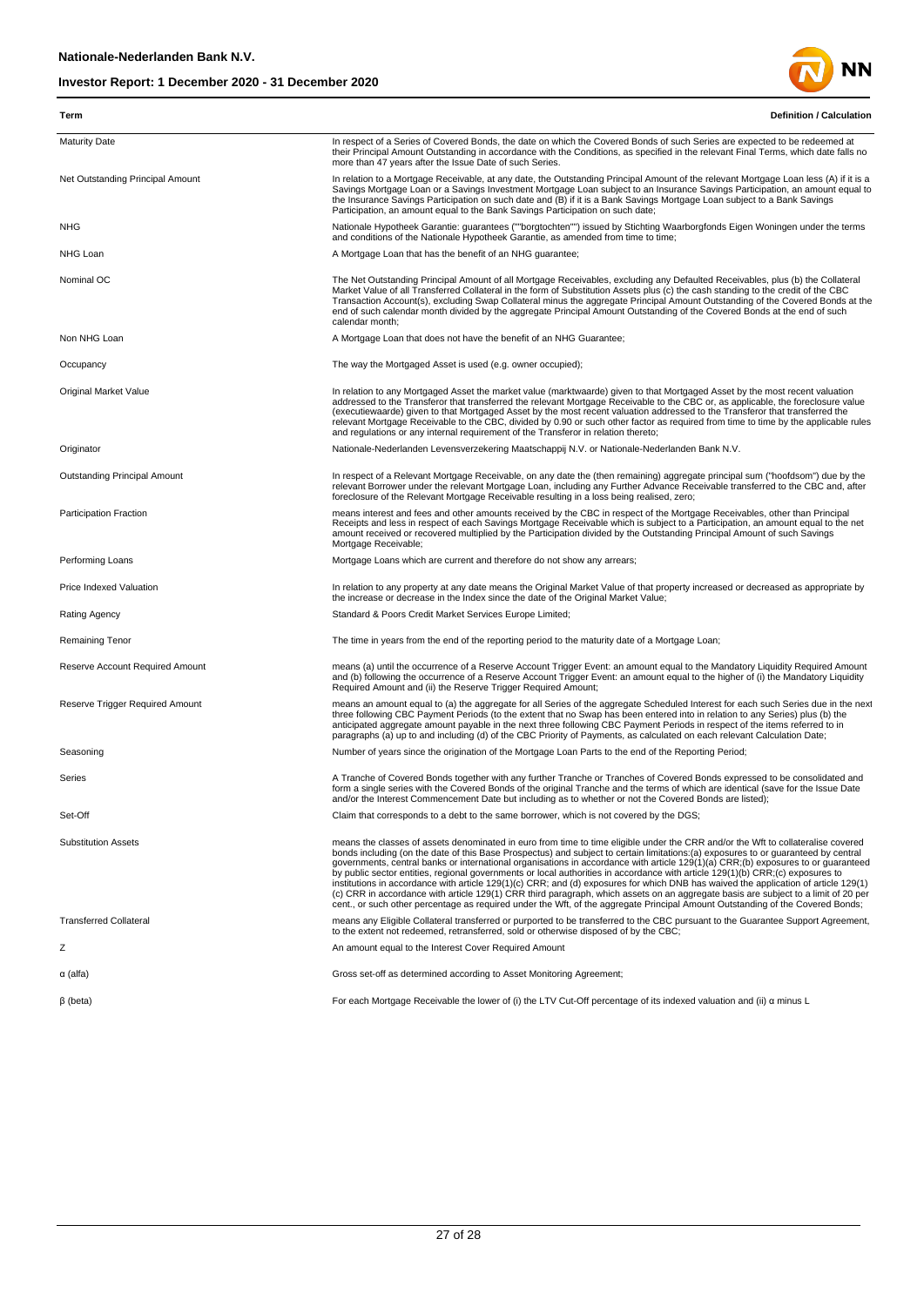| Term | Definition / Calculation |
| --- | --- |
| Maturity Date | In respect of a Series of Covered Bonds, the date on which the Covered Bonds of such Series are expected to be redeemed at their Principal Amount Outstanding in accordance with the Conditions, as specified in the relevant Final Terms, which date falls no more than 47 years after the Issue Date of such Series. |
| Net Outstanding Principal Amount | In relation to a Mortgage Receivable, at any date, the Outstanding Principal Amount of the relevant Mortgage Loan less (A) if it is a Savings Mortgage Loan or a Savings Investment Mortgage Loan subject to an Insurance Savings Participation, an amount equal to the Insurance Savings Participation on such date and (B) if it is a Bank Savings Mortgage Loan subject to a Bank Savings Participation, an amount equal to the Bank Savings Participation on such date; |
| NHG | Nationale Hypotheek Garantie: guarantees (""borgtochten"") issued by Stichting Waarborgfonds Eigen Woningen under the terms and conditions of the Nationale Hypotheek Garantie, as amended from time to time; |
| NHG Loan | A Mortgage Loan that has the benefit of an NHG guarantee; |
| Nominal OC | The Net Outstanding Principal Amount of all Mortgage Receivables, excluding any Defaulted Receivables, plus (b) the Collateral Market Value of all Transferred Collateral in the form of Substitution Assets plus (c) the cash standing to the credit of the CBC Transaction Account(s), excluding Swap Collateral minus the aggregate Principal Amount Outstanding of the Covered Bonds at the end of such calendar month divided by the aggregate Principal Amount Outstanding of the Covered Bonds at the end of such calendar month; |
| Non NHG Loan | A Mortgage Loan that does not have the benefit of an NHG Guarantee; |
| Occupancy | The way the Mortgaged Asset is used (e.g. owner occupied); |
| Original Market Value | In relation to any Mortgaged Asset the market value (marktwaarde) given to that Mortgaged Asset by the most recent valuation addressed to the Transferor that transferred the relevant Mortgage Receivable to the CBC or, as applicable, the foreclosure value (executiewaarde) given to that Mortgaged Asset by the most recent valuation addressed to the Transferor that transferred the relevant Mortgage Receivable to the CBC, divided by 0.90 or such other factor as required from time to time by the applicable rules and regulations or any internal requirement of the Transferor in relation thereto; |
| Originator | Nationale-Nederlanden Levensverzekering Maatschappij N.V. or Nationale-Nederlanden Bank N.V. |
| Outstanding Principal Amount | In respect of a Relevant Mortgage Receivable, on any date the (then remaining) aggregate principal sum ("hoofdsom") due by the relevant Borrower under the relevant Mortgage Loan, including any Further Advance Receivable transferred to the CBC and, after foreclosure of the Relevant Mortgage Receivable resulting in a loss being realised, zero; |
| Participation Fraction | means interest and fees and other amounts received by the CBC in respect of the Mortgage Receivables, other than Principal Receipts and less in respect of each Savings Mortgage Receivable which is subject to a Participation, an amount equal to the net amount received or recovered multiplied by the Participation divided by the Outstanding Principal Amount of such Savings Mortgage Receivable; |
| Performing Loans | Mortgage Loans which are current and therefore do not show any arrears; |
| Price Indexed Valuation | In relation to any property at any date means the Original Market Value of that property increased or decreased as appropriate by the increase or decrease in the Index since the date of the Original Market Value; |
| Rating Agency | Standard & Poors Credit Market Services Europe Limited; |
| Remaining Tenor | The time in years from the end of the reporting period to the maturity date of a Mortgage Loan; |
| Reserve Account Required Amount | means (a) until the occurrence of a Reserve Account Trigger Event: an amount equal to the Mandatory Liquidity Required Amount and (b) following the occurrence of a Reserve Account Trigger Event: an amount equal to the higher of (i) the Mandatory Liquidity Required Amount and (ii) the Reserve Trigger Required Amount; |
| Reserve Trigger Required Amount | means an amount equal to (a) the aggregate for all Series of the aggregate Scheduled Interest for each such Series due in the next three following CBC Payment Periods (to the extent that no Swap has been entered into in relation to any Series) plus (b) the anticipated aggregate amount payable in the next three following CBC Payment Periods in respect of the items referred to in paragraphs (a) up to and including (d) of the CBC Priority of Payments, as calculated on each relevant Calculation Date; |
| Seasoning | Number of years since the origination of the Mortgage Loan Parts to the end of the Reporting Period; |
| Series | A Tranche of Covered Bonds together with any further Tranche or Tranches of Covered Bonds expressed to be consolidated and form a single series with the Covered Bonds of the original Tranche and the terms of which are identical (save for the Issue Date and/or the Interest Commencement Date but including as to whether or not the Covered Bonds are listed); |
| Set-Off | Claim that corresponds to a debt to the same borrower, which is not covered by the DGS; |
| Substitution Assets | means the classes of assets denominated in euro from time to time eligible under the CRR and/or the Wft to collateralise covered bonds including (on the date of this Base Prospectus) and subject to certain limitations:(a) exposures to or guaranteed by central governments, central banks or international organisations in accordance with article 129(1)(a) CRR;(b) exposures to or guaranteed by public sector entities, regional governments or local authorities in accordance with article 129(1)(b) CRR;(c) exposures to institutions in accordance with article 129(1)(c) CRR; and (d) exposures for which DNB has waived the application of article 129(1)(c) CRR in accordance with article 129(1) CRR third paragraph, which assets on an aggregate basis are subject to a limit of 20 per cent., or such other percentage as required under the Wft, of the aggregate Principal Amount Outstanding of the Covered Bonds; |
| Transferred Collateral | means any Eligible Collateral transferred or purported to be transferred to the CBC pursuant to the Guarantee Support Agreement, to the extent not redeemed, retransferred, sold or otherwise disposed of by the CBC; |
| Z | An amount equal to the Interest Cover Required Amount |
| α (alfa) | Gross set-off as determined according to Asset Monitoring Agreement; |
| β (beta) | For each Mortgage Receivable the lower of (i) the LTV Cut-Off percentage of its indexed valuation and (ii) α minus L |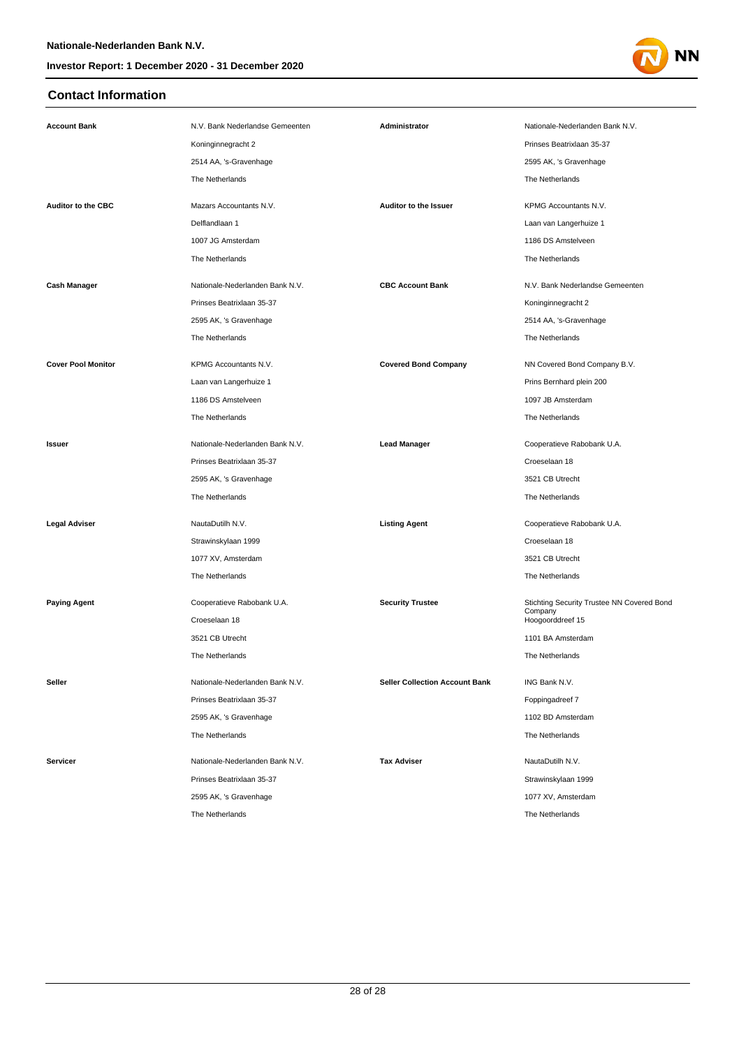## Contact Information

| | | | |
|---|---|---|---|
| **Account Bank** | N.V. Bank Nederlandse Gemeenten<br>Koninginnegracht 2<br>2514 AA, 's-Gravenhage<br>The Netherlands | **Administrator** | Nationale-Nederlanden Bank N.V.<br>Prinses Beatrixlaan 35-37<br>2595 AK, 's Gravenhage<br>The Netherlands |
| **Auditor to the CBC** | Mazars Accountants N.V.<br>Delflandlaan 1<br>1007 JG Amsterdam<br>The Netherlands | **Auditor to the Issuer** | KPMG Accountants N.V.<br>Laan van Langerhuize 1<br>1186 DS Amstelveen<br>The Netherlands |
| **Cash Manager** | Nationale-Nederlanden Bank N.V.<br>Prinses Beatrixlaan 35-37<br>2595 AK, 's Gravenhage<br>The Netherlands | **CBC Account Bank** | N.V. Bank Nederlandse Gemeenten<br>Koninginnegracht 2<br>2514 AA, 's-Gravenhage<br>The Netherlands |
| **Cover Pool Monitor** | KPMG Accountants N.V.<br>Laan van Langerhuize 1<br>1186 DS Amstelveen<br>The Netherlands | **Covered Bond Company** | NN Covered Bond Company B.V.<br>Prins Bernhard plein 200<br>1097 JB Amsterdam<br>The Netherlands |
| **Issuer** | Nationale-Nederlanden Bank N.V.<br>Prinses Beatrixlaan 35-37<br>2595 AK, 's Gravenhage<br>The Netherlands | **Lead Manager** | Cooperatieve Rabobank U.A.<br>Croeselaan 18<br>3521 CB Utrecht<br>The Netherlands |
| **Legal Adviser** | NautaDutilh N.V.<br>Strawinskylaan 1999<br>1077 XV, Amsterdam<br>The Netherlands | **Listing Agent** | Cooperatieve Rabobank U.A.<br>Croeselaan 18<br>3521 CB Utrecht<br>The Netherlands |
| **Paying Agent** | Cooperatieve Rabobank U.A.<br>Croeselaan 18<br>3521 CB Utrecht<br>The Netherlands | **Security Trustee** | Stichting Security Trustee NN Covered Bond Company<br>Hoogoorddreef 15<br>1101 BA Amsterdam<br>The Netherlands |
| **Seller** | Nationale-Nederlanden Bank N.V.<br>Prinses Beatrixlaan 35-37<br>2595 AK, 's Gravenhage<br>The Netherlands | **Seller Collection Account Bank** | ING Bank N.V.<br>Foppingadreef 7<br>1102 BD Amsterdam<br>The Netherlands |
| **Servicer** | Nationale-Nederlanden Bank N.V.<br>Prinses Beatrixlaan 35-37<br>2595 AK, 's Gravenhage<br>The Netherlands | **Tax Adviser** | NautaDutilh N.V.<br>Strawinskylaan 1999<br>1077 XV, Amsterdam<br>The Netherlands |